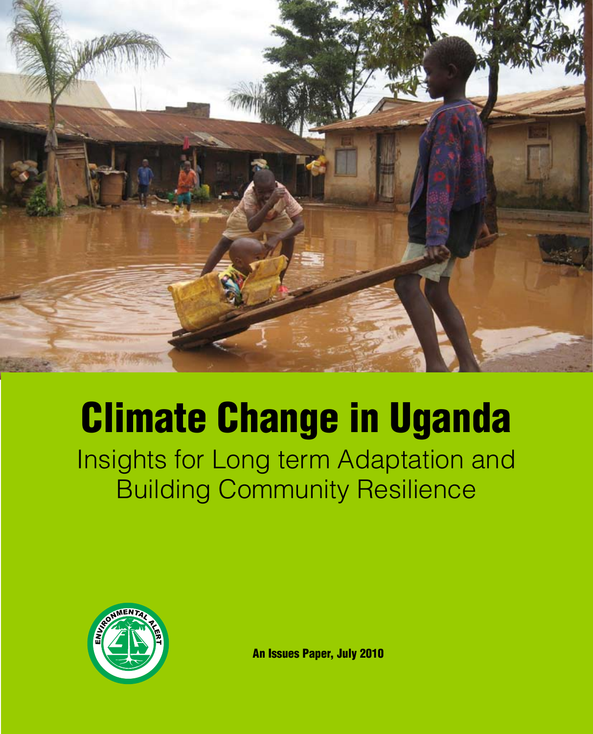# Climate Change in Uganda

## Insights for Long term Adaptation and Building Community Resilience

ENVIRONMENTAL ALERT

**An Issues Paper, July 2010**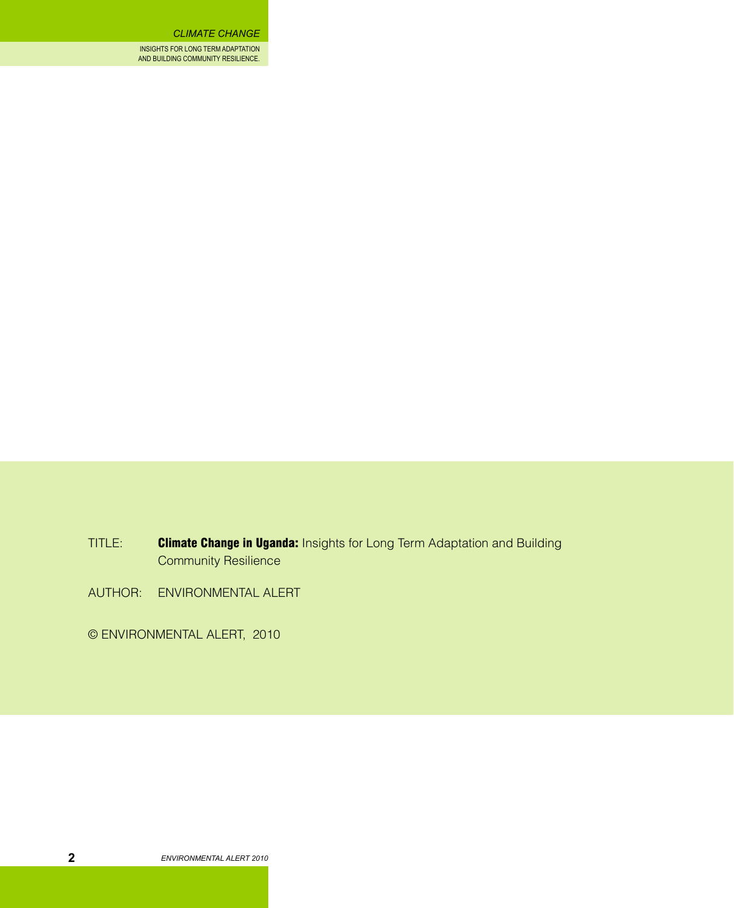TITLE: **Climate Change in Uganda:** Insights for Long Term Adaptation and Building Community Resilience

AUTHOR: ENVIRONMENTAL ALERT

© ENVIRONMENTAL ALERT, 2010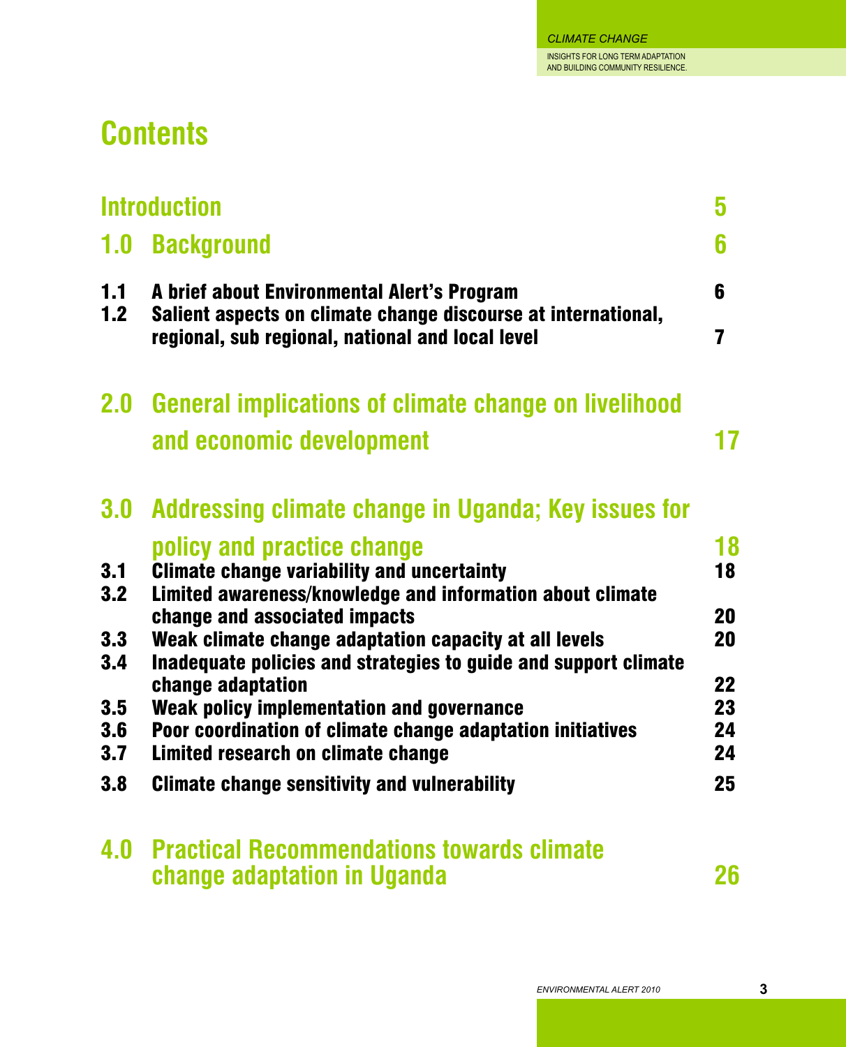# Contents

| | | |
|---|---|---|
| **Introduction** | | **5** |
| **1.0** | **Background** | **6** |
| 1.1 | A brief about Environmental Alert's Program | 6 |
| 1.2 | Salient aspects on climate change discourse at international, regional, sub regional, national and local level | 7 |
| **2.0** | **General implications of climate change on livelihood and economic development** | **17** |
| **3.0** | **Addressing climate change in Uganda; Key issues for policy and practice change** | **18** |
| 3.1 | Climate change variability and uncertainty | 18 |
| 3.2 | Limited awareness/knowledge and information about climate change and associated impacts | 20 |
| 3.3 | Weak climate change adaptation capacity at all levels | 20 |
| 3.4 | Inadequate policies and strategies to guide and support climate change adaptation | 22 |
| 3.5 | Weak policy implementation and governance | 23 |
| 3.6 | Poor coordination of climate change adaptation initiatives | 24 |
| 3.7 | Limited research on climate change | 24 |
| 3.8 | Climate change sensitivity and vulnerability | 25 |
| **4.0** | **Practical Recommendations towards climate change adaptation in Uganda** | **26** |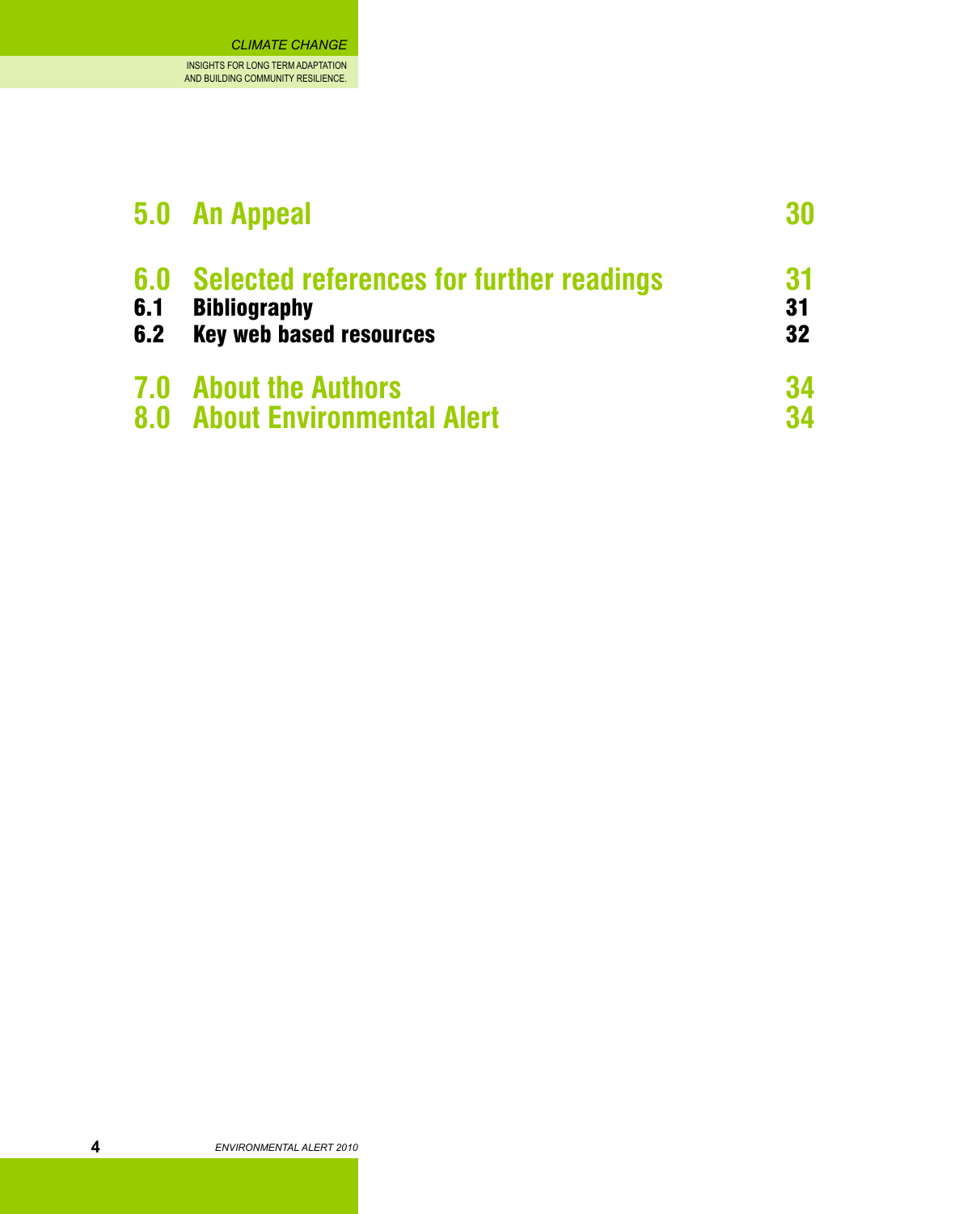| | | |
|---|---|---|
| **5.0** | **An Appeal** | **30** |
| **6.0** | **Selected references for further readings** | **31** |
| **6.1** | **Bibliography** | **31** |
| **6.2** | **Key web based resources** | **32** |
| **7.0** | **About the Authors** | **34** |
| **8.0** | **About Environmental Alert** | **34** |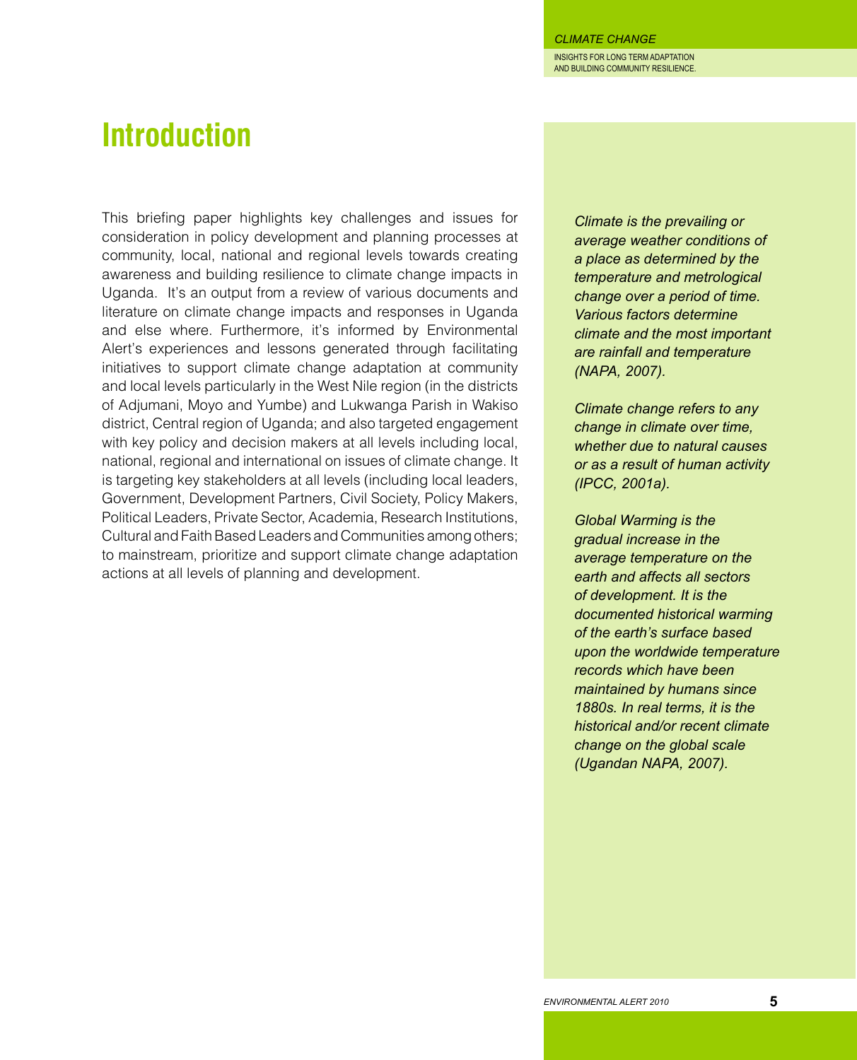# Introduction

This briefing paper highlights key challenges and issues for consideration in policy development and planning processes at community, local, national and regional levels towards creating awareness and building resilience to climate change impacts in Uganda. It's an output from a review of various documents and literature on climate change impacts and responses in Uganda and else where. Furthermore, it's informed by Environmental Alert's experiences and lessons generated through facilitating initiatives to support climate change adaptation at community and local levels particularly in the West Nile region (in the districts of Adjumani, Moyo and Yumbe) and Lukwanga Parish in Wakiso district, Central region of Uganda; and also targeted engagement with key policy and decision makers at all levels including local, national, regional and international on issues of climate change. It is targeting key stakeholders at all levels (including local leaders, Government, Development Partners, Civil Society, Policy Makers, Political Leaders, Private Sector, Academia, Research Institutions, Cultural and Faith Based Leaders and Communities among others; to mainstream, prioritize and support climate change adaptation actions at all levels of planning and development.

*Climate is the prevailing or average weather conditions of a place as determined by the temperature and metrological change over a period of time. Various factors determine climate and the most important are rainfall and temperature (NAPA, 2007).*

*Climate change refers to any change in climate over time, whether due to natural causes or as a result of human activity (IPCC, 2001a).*

*Global Warming is the gradual increase in the average temperature on the earth and affects all sectors of development. It is the documented historical warming of the earth's surface based upon the worldwide temperature records which have been maintained by humans since 1880s. In real terms, it is the historical and/or recent climate change on the global scale (Ugandan NAPA, 2007).*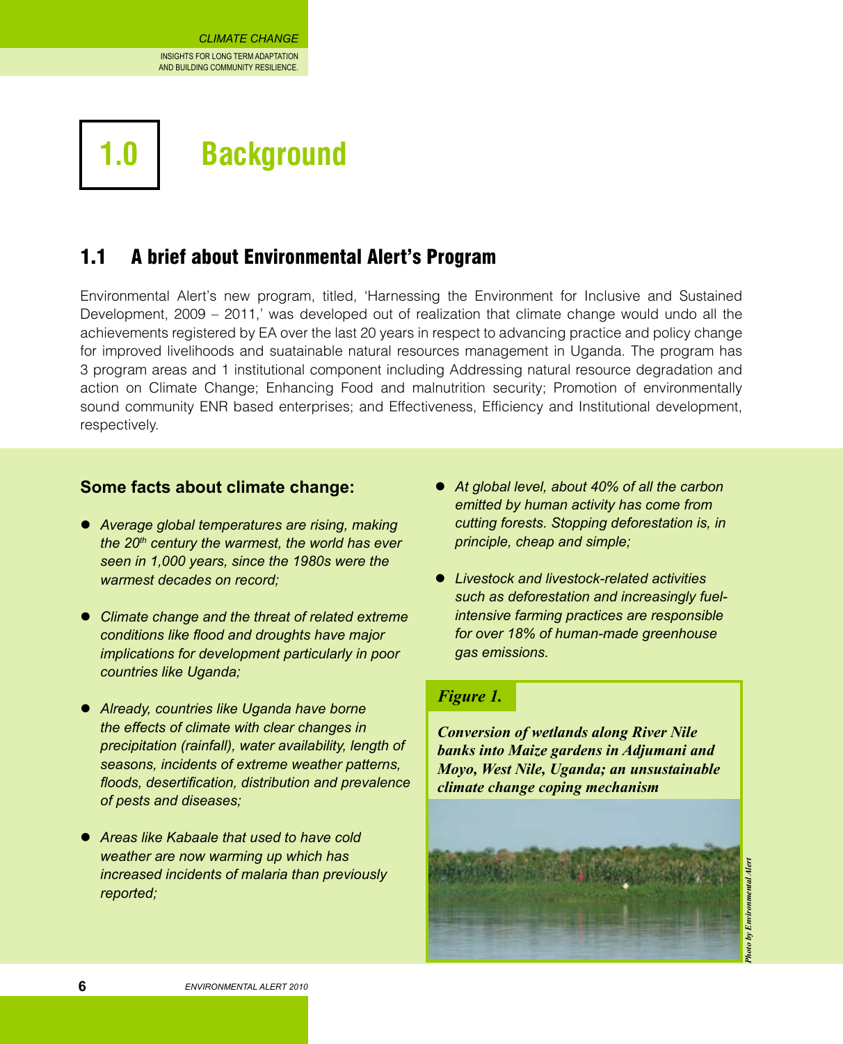# 1.0 Background

## 1.1 A brief about Environmental Alert's Program

Environmental Alert's new program, titled, 'Harnessing the Environment for Inclusive and Sustained Development, 2009 – 2011,' was developed out of realization that climate change would undo all the achievements registered by EA over the last 20 years in respect to advancing practice and policy change for improved livelihoods and suatainable natural resources management in Uganda. The program has 3 program areas and 1 institutional component including Addressing natural resource degradation and action on Climate Change; Enhancing Food and malnutrition security; Promotion of environmentally sound community ENR based enterprises; and Effectiveness, Efficiency and Institutional development, respectively.

### Some facts about climate change:

- *Average global temperatures are rising, making the 20th century the warmest, the world has ever seen in 1,000 years, since the 1980s were the warmest decades on record;*
- *Climate change and the threat of related extreme conditions like flood and droughts have major implications for development particularly in poor countries like Uganda;*
- *Already, countries like Uganda have borne the effects of climate with clear changes in precipitation (rainfall), water availability, length of seasons, incidents of extreme weather patterns, floods, desertification, distribution and prevalence of pests and diseases;*
- *Areas like Kabaale that used to have cold weather are now warming up which has increased incidents of malaria than previously reported;*
- *At global level, about 40% of all the carbon emitted by human activity has come from cutting forests. Stopping deforestation is, in principle, cheap and simple;*
- *Livestock and livestock-related activities such as deforestation and increasingly fuel-intensive farming practices are responsible for over 18% of human-made greenhouse gas emissions.*

***Figure 1.***

***Conversion of wetlands along River Nile banks into Maize gardens in Adjumani and Moyo, West Nile, Uganda; an unsustainable climate change coping mechanism***

*Photo by Environmental Alert*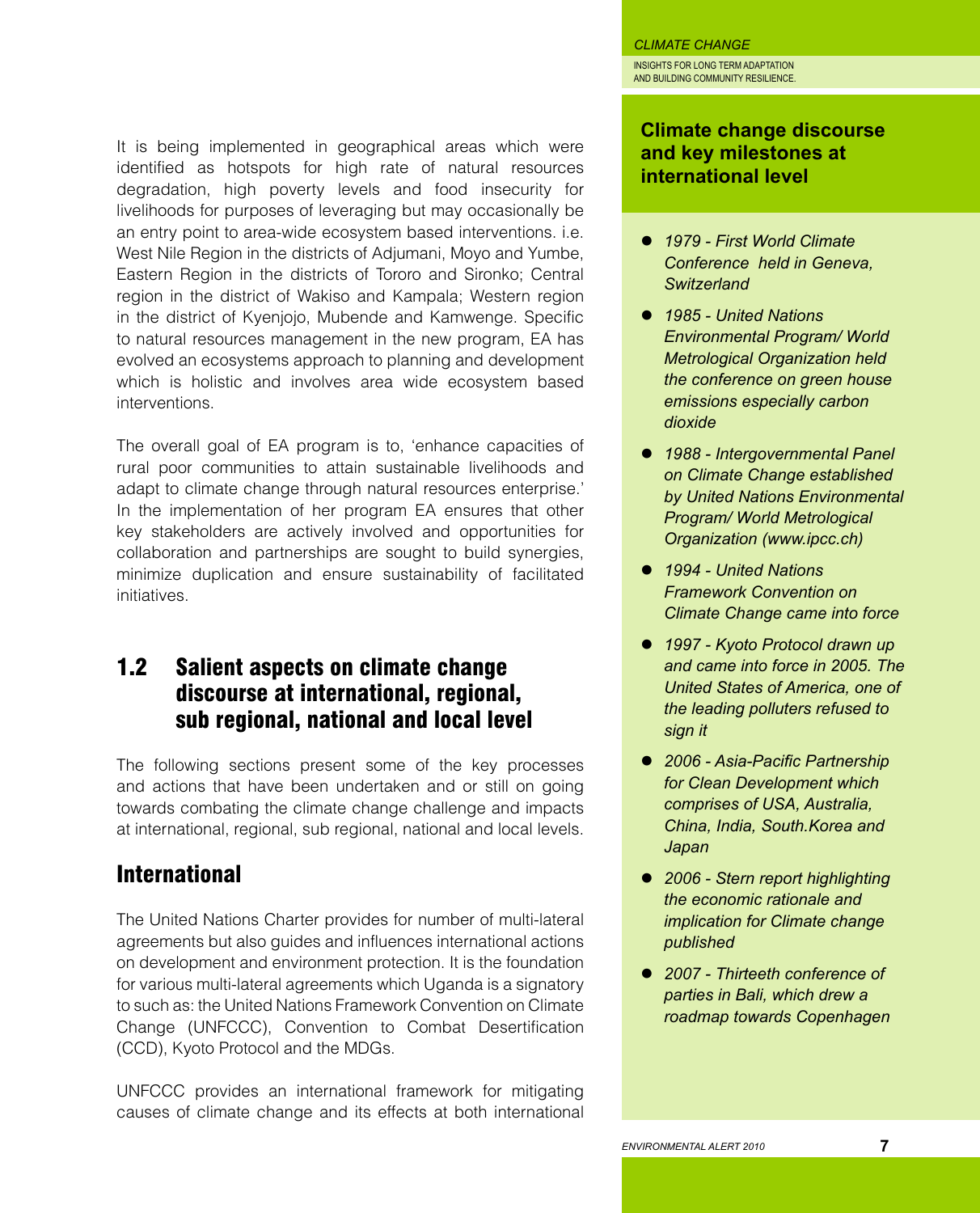It is being implemented in geographical areas which were identified as hotspots for high rate of natural resources degradation, high poverty levels and food insecurity for livelihoods for purposes of leveraging but may occasionally be an entry point to area-wide ecosystem based interventions. i.e. West Nile Region in the districts of Adjumani, Moyo and Yumbe, Eastern Region in the districts of Tororo and Sironko; Central region in the district of Wakiso and Kampala; Western region in the district of Kyenjojo, Mubende and Kamwenge. Specific to natural resources management in the new program, EA has evolved an ecosystems approach to planning and development which is holistic and involves area wide ecosystem based interventions.

The overall goal of EA program is to, 'enhance capacities of rural poor communities to attain sustainable livelihoods and adapt to climate change through natural resources enterprise.' In the implementation of her program EA ensures that other key stakeholders are actively involved and opportunities for collaboration and partnerships are sought to build synergies, minimize duplication and ensure sustainability of facilitated initiatives.

## 1.2 Salient aspects on climate change discourse at international, regional, sub regional, national and local level

The following sections present some of the key processes and actions that have been undertaken and or still on going towards combating the climate change challenge and impacts at international, regional, sub regional, national and local levels.

## International

The United Nations Charter provides for number of multi-lateral agreements but also guides and influences international actions on development and environment protection. It is the foundation for various multi-lateral agreements which Uganda is a signatory to such as: the United Nations Framework Convention on Climate Change (UNFCCC), Convention to Combat Desertification (CCD), Kyoto Protocol and the MDGs.

UNFCCC provides an international framework for mitigating causes of climate change and its effects at both international

### Climate change discourse and key milestones at international level

- *1979 - First World Climate Conference held in Geneva, Switzerland*
- *1985 - United Nations Environmental Program/ World Metrological Organization held the conference on green house emissions especially carbon dioxide*
- *1988 - Intergovernmental Panel on Climate Change established by United Nations Environmental Program/ World Metrological Organization (www.ipcc.ch)*
- *1994 - United Nations Framework Convention on Climate Change came into force*
- *1997 - Kyoto Protocol drawn up and came into force in 2005. The United States of America, one of the leading polluters refused to sign it*
- *2006 - Asia-Pacific Partnership for Clean Development which comprises of USA, Australia, China, India, South.Korea and Japan*
- *2006 - Stern report highlighting the economic rationale and implication for Climate change published*
- *2007 - Thirteeth conference of parties in Bali, which drew a roadmap towards Copenhagen*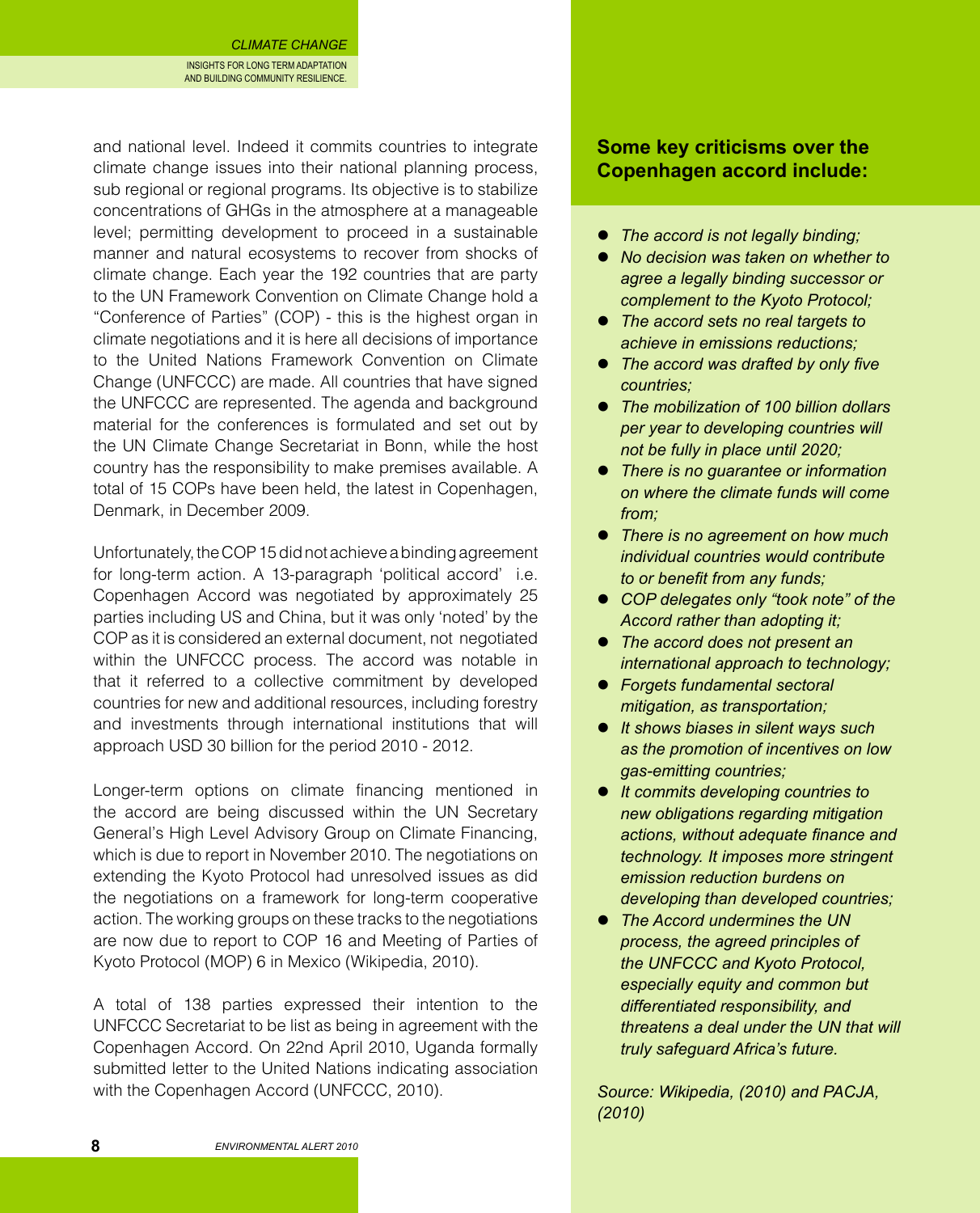and national level. Indeed it commits countries to integrate climate change issues into their national planning process, sub regional or regional programs. Its objective is to stabilize concentrations of GHGs in the atmosphere at a manageable level; permitting development to proceed in a sustainable manner and natural ecosystems to recover from shocks of climate change. Each year the 192 countries that are party to the UN Framework Convention on Climate Change hold a "Conference of Parties" (COP) - this is the highest organ in climate negotiations and it is here all decisions of importance to the United Nations Framework Convention on Climate Change (UNFCCC) are made. All countries that have signed the UNFCCC are represented. The agenda and background material for the conferences is formulated and set out by the UN Climate Change Secretariat in Bonn, while the host country has the responsibility to make premises available. A total of 15 COPs have been held, the latest in Copenhagen, Denmark, in December 2009.

Unfortunately, the COP 15 did not achieve a binding agreement for long-term action. A 13-paragraph 'political accord' i.e. Copenhagen Accord was negotiated by approximately 25 parties including US and China, but it was only 'noted' by the COP as it is considered an external document, not negotiated within the UNFCCC process. The accord was notable in that it referred to a collective commitment by developed countries for new and additional resources, including forestry and investments through international institutions that will approach USD 30 billion for the period 2010 - 2012.

Longer-term options on climate financing mentioned in the accord are being discussed within the UN Secretary General's High Level Advisory Group on Climate Financing, which is due to report in November 2010. The negotiations on extending the Kyoto Protocol had unresolved issues as did the negotiations on a framework for long-term cooperative action. The working groups on these tracks to the negotiations are now due to report to COP 16 and Meeting of Parties of Kyoto Protocol (MOP) 6 in Mexico (Wikipedia, 2010).

A total of 138 parties expressed their intention to the UNFCCC Secretariat to be list as being in agreement with the Copenhagen Accord. On 22nd April 2010, Uganda formally submitted letter to the United Nations indicating association with the Copenhagen Accord (UNFCCC, 2010).

### Some key criticisms over the Copenhagen accord include:

- *The accord is not legally binding;*
- *No decision was taken on whether to agree a legally binding successor or complement to the Kyoto Protocol;*
- *The accord sets no real targets to achieve in emissions reductions;*
- *The accord was drafted by only five countries;*
- *The mobilization of 100 billion dollars per year to developing countries will not be fully in place until 2020;*
- *There is no guarantee or information on where the climate funds will come from;*
- *There is no agreement on how much individual countries would contribute to or benefit from any funds;*
- *COP delegates only "took note" of the Accord rather than adopting it;*
- *The accord does not present an international approach to technology;*
- *Forgets fundamental sectoral mitigation, as transportation;*
- *It shows biases in silent ways such as the promotion of incentives on low gas-emitting countries;*
- *It commits developing countries to new obligations regarding mitigation actions, without adequate finance and technology. It imposes more stringent emission reduction burdens on developing than developed countries;*
- *The Accord undermines the UN process, the agreed principles of the UNFCCC and Kyoto Protocol, especially equity and common but differentiated responsibility, and threatens a deal under the UN that will truly safeguard Africa's future.*

*Source: Wikipedia, (2010) and PACJA, (2010)*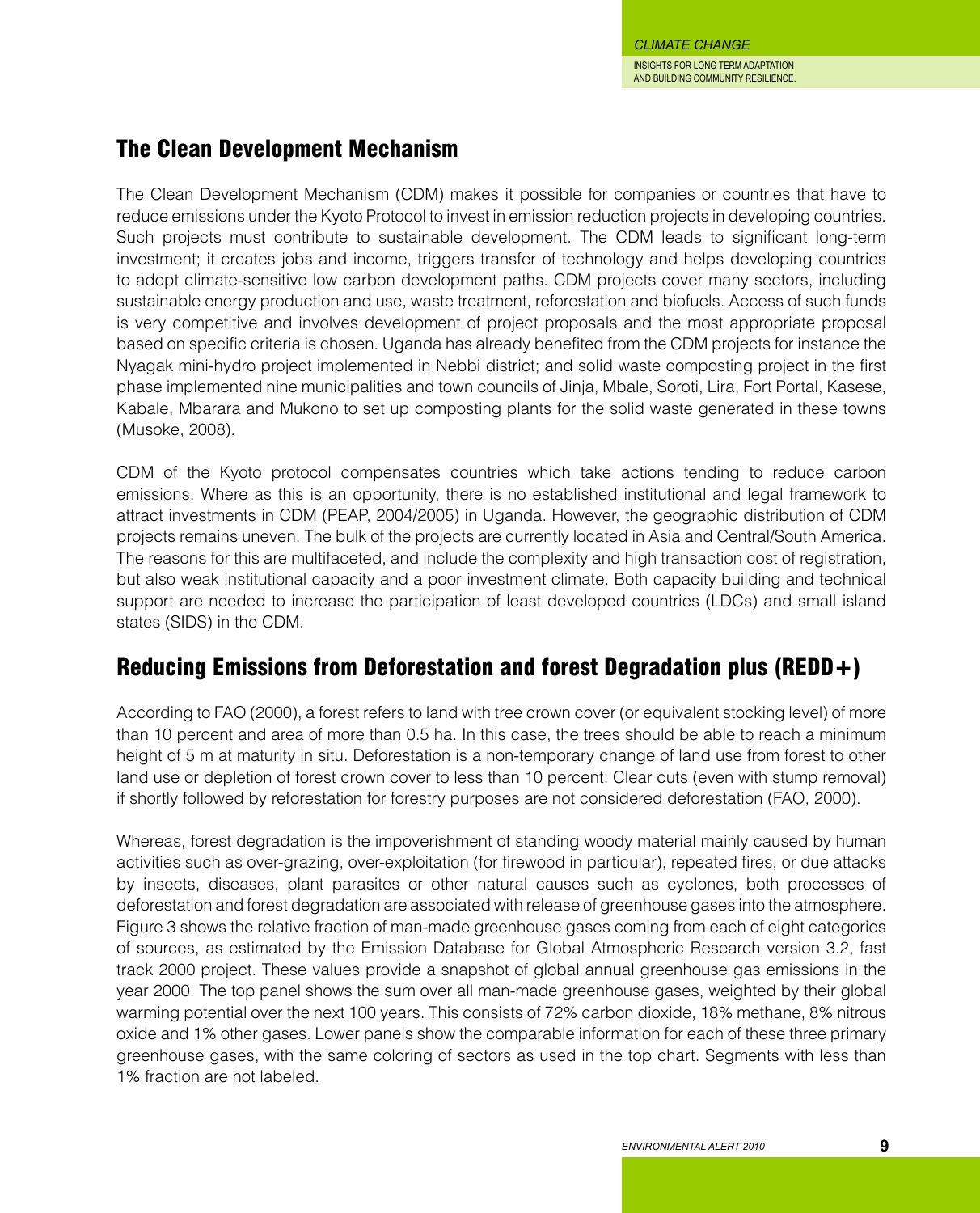## The Clean Development Mechanism

The Clean Development Mechanism (CDM) makes it possible for companies or countries that have to reduce emissions under the Kyoto Protocol to invest in emission reduction projects in developing countries. Such projects must contribute to sustainable development. The CDM leads to significant long-term investment; it creates jobs and income, triggers transfer of technology and helps developing countries to adopt climate-sensitive low carbon development paths. CDM projects cover many sectors, including sustainable energy production and use, waste treatment, reforestation and biofuels. Access of such funds is very competitive and involves development of project proposals and the most appropriate proposal based on specific criteria is chosen. Uganda has already benefited from the CDM projects for instance the Nyagak mini-hydro project implemented in Nebbi district; and solid waste composting project in the first phase implemented nine municipalities and town councils of Jinja, Mbale, Soroti, Lira, Fort Portal, Kasese, Kabale, Mbarara and Mukono to set up composting plants for the solid waste generated in these towns (Musoke, 2008).

CDM of the Kyoto protocol compensates countries which take actions tending to reduce carbon emissions. Where as this is an opportunity, there is no established institutional and legal framework to attract investments in CDM (PEAP, 2004/2005) in Uganda. However, the geographic distribution of CDM projects remains uneven. The bulk of the projects are currently located in Asia and Central/South America. The reasons for this are multifaceted, and include the complexity and high transaction cost of registration, but also weak institutional capacity and a poor investment climate. Both capacity building and technical support are needed to increase the participation of least developed countries (LDCs) and small island states (SIDS) in the CDM.

## Reducing Emissions from Deforestation and forest Degradation plus (REDD+)

According to FAO (2000), a forest refers to land with tree crown cover (or equivalent stocking level) of more than 10 percent and area of more than 0.5 ha. In this case, the trees should be able to reach a minimum height of 5 m at maturity in situ. Deforestation is a non-temporary change of land use from forest to other land use or depletion of forest crown cover to less than 10 percent. Clear cuts (even with stump removal) if shortly followed by reforestation for forestry purposes are not considered deforestation (FAO, 2000).

Whereas, forest degradation is the impoverishment of standing woody material mainly caused by human activities such as over-grazing, over-exploitation (for firewood in particular), repeated fires, or due attacks by insects, diseases, plant parasites or other natural causes such as cyclones, both processes of deforestation and forest degradation are associated with release of greenhouse gases into the atmosphere. Figure 3 shows the relative fraction of man-made greenhouse gases coming from each of eight categories of sources, as estimated by the Emission Database for Global Atmospheric Research version 3.2, fast track 2000 project. These values provide a snapshot of global annual greenhouse gas emissions in the year 2000. The top panel shows the sum over all man-made greenhouse gases, weighted by their global warming potential over the next 100 years. This consists of 72% carbon dioxide, 18% methane, 8% nitrous oxide and 1% other gases. Lower panels show the comparable information for each of these three primary greenhouse gases, with the same coloring of sectors as used in the top chart. Segments with less than 1% fraction are not labeled.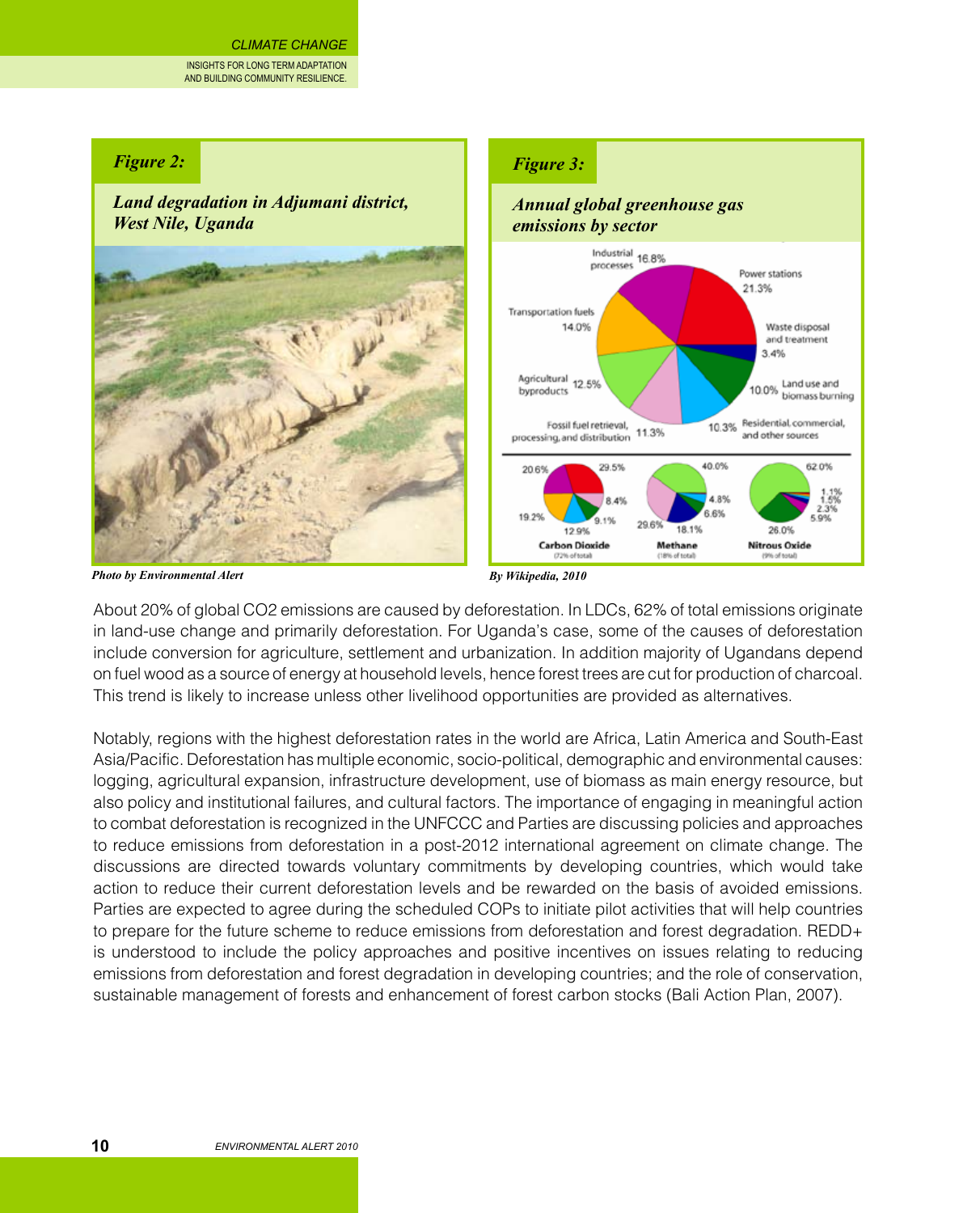*Figure 2:*

*Land degradation in Adjumani district, West Nile, Uganda*

*Photo by Environmental Alert*

*Figure 3:*

*Annual global greenhouse gas emissions by sector*

*By Wikipedia, 2010*

About 20% of global CO2 emissions are caused by deforestation. In LDCs, 62% of total emissions originate in land-use change and primarily deforestation. For Uganda's case, some of the causes of deforestation include conversion for agriculture, settlement and urbanization. In addition majority of Ugandans depend on fuel wood as a source of energy at household levels, hence forest trees are cut for production of charcoal. This trend is likely to increase unless other livelihood opportunities are provided as alternatives.

Notably, regions with the highest deforestation rates in the world are Africa, Latin America and South-East Asia/Pacific. Deforestation has multiple economic, socio-political, demographic and environmental causes: logging, agricultural expansion, infrastructure development, use of biomass as main energy resource, but also policy and institutional failures, and cultural factors. The importance of engaging in meaningful action to combat deforestation is recognized in the UNFCCC and Parties are discussing policies and approaches to reduce emissions from deforestation in a post-2012 international agreement on climate change. The discussions are directed towards voluntary commitments by developing countries, which would take action to reduce their current deforestation levels and be rewarded on the basis of avoided emissions. Parties are expected to agree during the scheduled COPs to initiate pilot activities that will help countries to prepare for the future scheme to reduce emissions from deforestation and forest degradation. REDD+ is understood to include the policy approaches and positive incentives on issues relating to reducing emissions from deforestation and forest degradation in developing countries; and the role of conservation, sustainable management of forests and enhancement of forest carbon stocks (Bali Action Plan, 2007).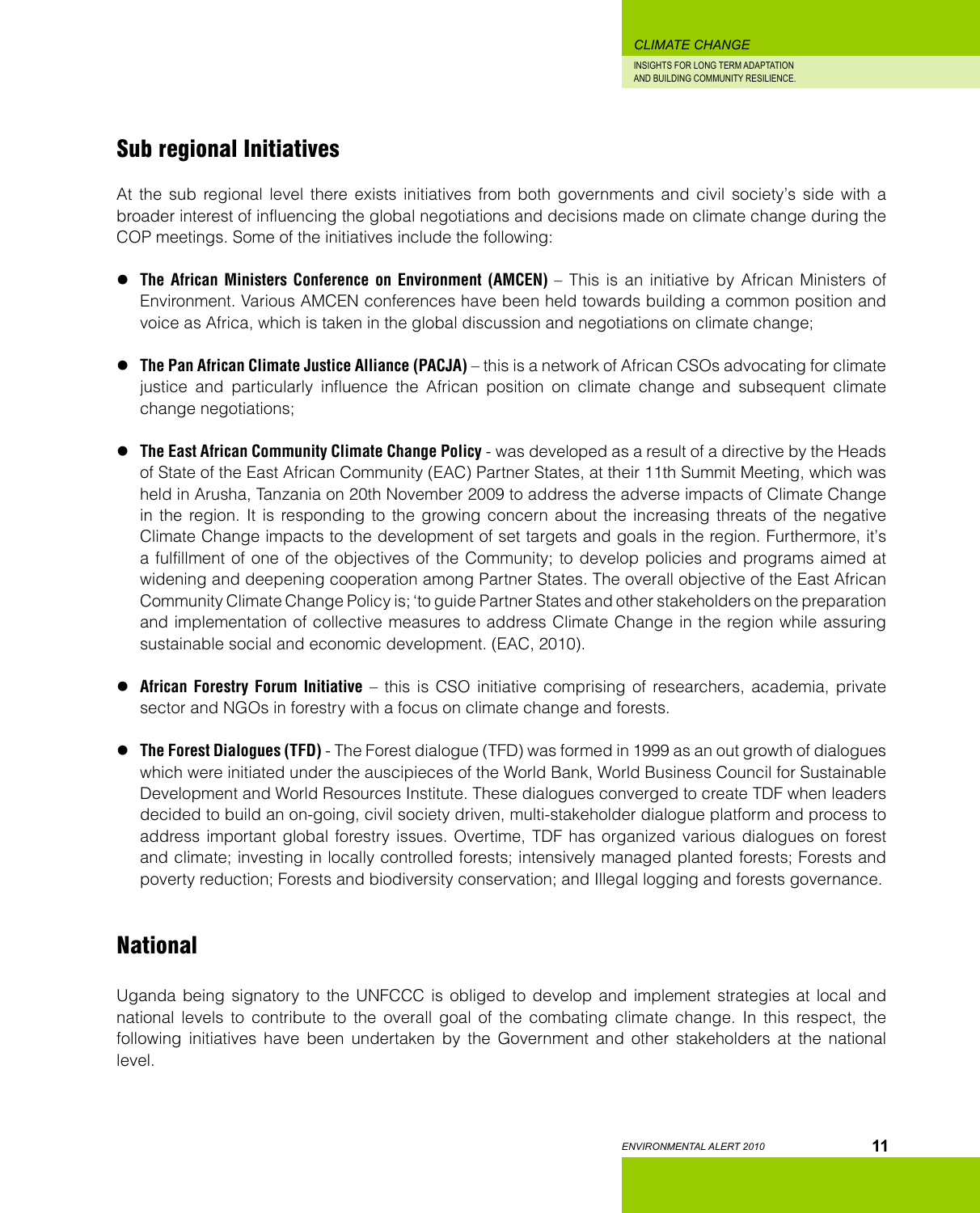## Sub regional Initiatives

At the sub regional level there exists initiatives from both governments and civil society's side with a broader interest of influencing the global negotiations and decisions made on climate change during the COP meetings. Some of the initiatives include the following:

- **The African Ministers Conference on Environment (AMCEN)** – This is an initiative by African Ministers of Environment. Various AMCEN conferences have been held towards building a common position and voice as Africa, which is taken in the global discussion and negotiations on climate change;

- **The Pan African Climate Justice Alliance (PACJA)** – this is a network of African CSOs advocating for climate justice and particularly influence the African position on climate change and subsequent climate change negotiations;

- **The East African Community Climate Change Policy** - was developed as a result of a directive by the Heads of State of the East African Community (EAC) Partner States, at their 11th Summit Meeting, which was held in Arusha, Tanzania on 20th November 2009 to address the adverse impacts of Climate Change in the region. It is responding to the growing concern about the increasing threats of the negative Climate Change impacts to the development of set targets and goals in the region. Furthermore, it's a fulfillment of one of the objectives of the Community; to develop policies and programs aimed at widening and deepening cooperation among Partner States. The overall objective of the East African Community Climate Change Policy is; 'to guide Partner States and other stakeholders on the preparation and implementation of collective measures to address Climate Change in the region while assuring sustainable social and economic development. (EAC, 2010).

- **African Forestry Forum Initiative** – this is CSO initiative comprising of researchers, academia, private sector and NGOs in forestry with a focus on climate change and forests.

- **The Forest Dialogues (TFD)** - The Forest dialogue (TFD) was formed in 1999 as an out growth of dialogues which were initiated under the auscipieces of the World Bank, World Business Council for Sustainable Development and World Resources Institute. These dialogues converged to create TDF when leaders decided to build an on-going, civil society driven, multi-stakeholder dialogue platform and process to address important global forestry issues. Overtime, TDF has organized various dialogues on forest and climate; investing in locally controlled forests; intensively managed planted forests; Forests and poverty reduction; Forests and biodiversity conservation; and Illegal logging and forests governance.

## National

Uganda being signatory to the UNFCCC is obliged to develop and implement strategies at local and national levels to contribute to the overall goal of the combating climate change. In this respect, the following initiatives have been undertaken by the Government and other stakeholders at the national level.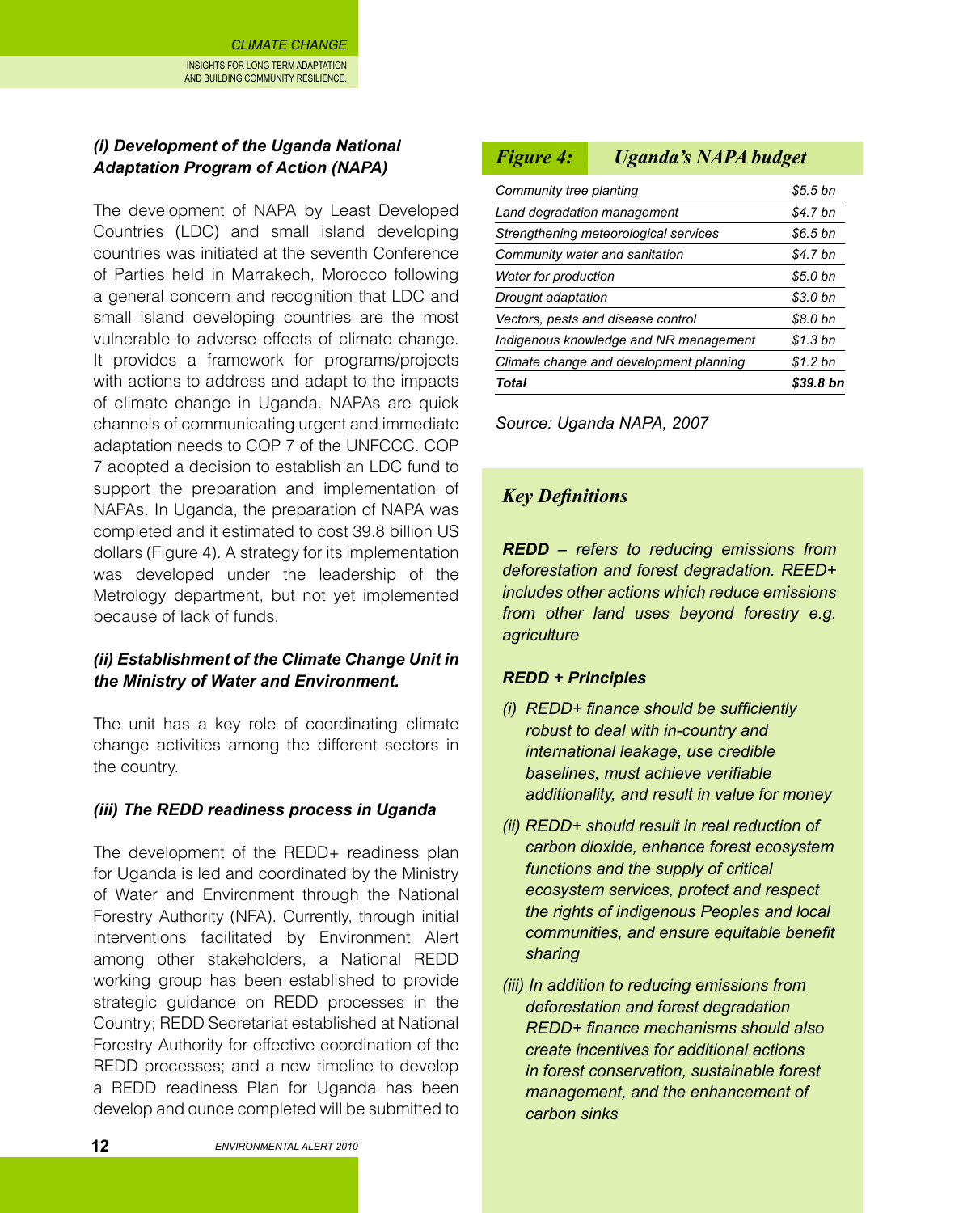### *(i) Development of the Uganda National Adaptation Program of Action (NAPA)*

The development of NAPA by Least Developed Countries (LDC) and small island developing countries was initiated at the seventh Conference of Parties held in Marrakech, Morocco following a general concern and recognition that LDC and small island developing countries are the most vulnerable to adverse effects of climate change. It provides a framework for programs/projects with actions to address and adapt to the impacts of climate change in Uganda. NAPAs are quick channels of communicating urgent and immediate adaptation needs to COP 7 of the UNFCCC. COP 7 adopted a decision to establish an LDC fund to support the preparation and implementation of NAPAs. In Uganda, the preparation of NAPA was completed and it estimated to cost 39.8 billion US dollars (Figure 4). A strategy for its implementation was developed under the leadership of the Metrology department, but not yet implemented because of lack of funds.

### *(ii) Establishment of the Climate Change Unit in the Ministry of Water and Environment.*

The unit has a key role of coordinating climate change activities among the different sectors in the country.

### *(iii) The REDD readiness process in Uganda*

The development of the REDD+ readiness plan for Uganda is led and coordinated by the Ministry of Water and Environment through the National Forestry Authority (NFA). Currently, through initial interventions facilitated by Environment Alert among other stakeholders, a National REDD working group has been established to provide strategic guidance on REDD processes in the Country; REDD Secretariat established at National Forestry Authority for effective coordination of the REDD processes; and a new timeline to develop a REDD readiness Plan for Uganda has been develop and ounce completed will be submitted to

***Figure 4: Uganda's NAPA budget***

| | |
|---|---|
| *Community tree planting* | *$5.5 bn* |
| *Land degradation management* | *$4.7 bn* |
| *Strengthening meteorological services* | *$6.5 bn* |
| *Community water and sanitation* | *$4.7 bn* |
| *Water for production* | *$5.0 bn* |
| *Drought adaptation* | *$3.0 bn* |
| *Vectors, pests and disease control* | *$8.0 bn* |
| *Indigenous knowledge and NR management* | *$1.3 bn* |
| *Climate change and development planning* | *$1.2 bn* |
| ***Total*** | ***$39.8 bn*** |

*Source: Uganda NAPA, 2007*

### *Key Definitions*

***REDD*** *– refers to reducing emissions from deforestation and forest degradation. REED+ includes other actions which reduce emissions from other land uses beyond forestry e.g. agriculture*

***REDD + Principles***

*(i) REDD+ finance should be sufficiently robust to deal with in-country and international leakage, use credible baselines, must achieve verifiable additionality, and result in value for money*

*(ii) REDD+ should result in real reduction of carbon dioxide, enhance forest ecosystem functions and the supply of critical ecosystem services, protect and respect the rights of indigenous Peoples and local communities, and ensure equitable benefit sharing*

*(iii) In addition to reducing emissions from deforestation and forest degradation REDD+ finance mechanisms should also create incentives for additional actions in forest conservation, sustainable forest management, and the enhancement of carbon sinks*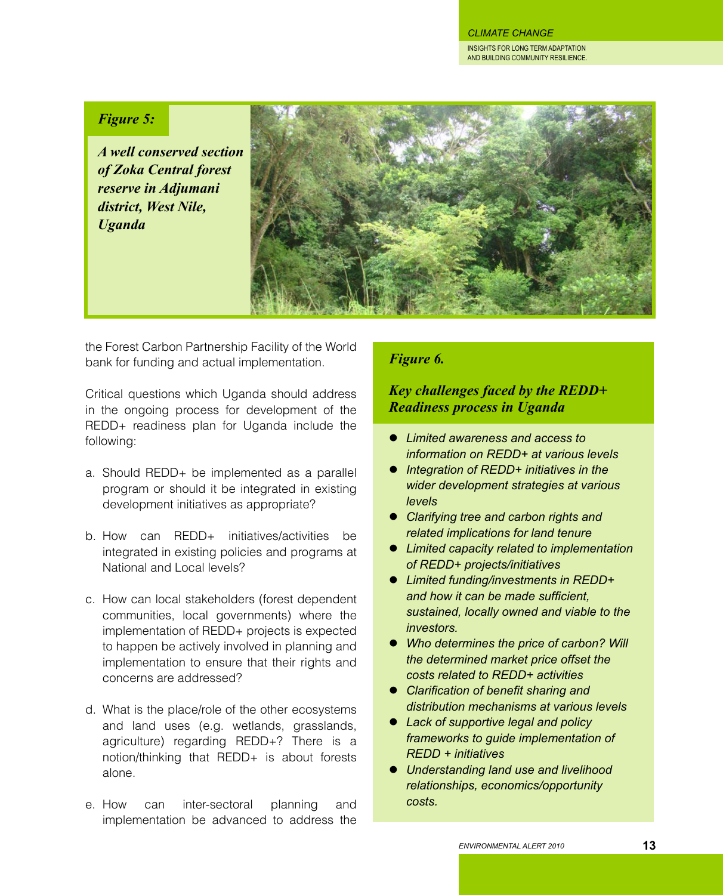*Figure 5:*

***A well conserved section of Zoka Central forest reserve in Adjumani district, West Nile, Uganda***

the Forest Carbon Partnership Facility of the World bank for funding and actual implementation.

Critical questions which Uganda should address in the ongoing process for development of the REDD+ readiness plan for Uganda include the following:

a. Should REDD+ be implemented as a parallel program or should it be integrated in existing development initiatives as appropriate?

b. How can REDD+ initiatives/activities be integrated in existing policies and programs at National and Local levels?

c. How can local stakeholders (forest dependent communities, local governments) where the implementation of REDD+ projects is expected to happen be actively involved in planning and implementation to ensure that their rights and concerns are addressed?

d. What is the place/role of the other ecosystems and land uses (e.g. wetlands, grasslands, agriculture) regarding REDD+? There is a notion/thinking that REDD+ is about forests alone.

e. How can inter-sectoral planning and implementation be advanced to address the

*Figure 6.*

***Key challenges faced by the REDD+ Readiness process in Uganda***

- *Limited awareness and access to information on REDD+ at various levels*
- *Integration of REDD+ initiatives in the wider development strategies at various levels*
- *Clarifying tree and carbon rights and related implications for land tenure*
- *Limited capacity related to implementation of REDD+ projects/initiatives*
- *Limited funding/investments in REDD+ and how it can be made sufficient, sustained, locally owned and viable to the investors.*
- *Who determines the price of carbon? Will the determined market price offset the costs related to REDD+ activities*
- *Clarification of benefit sharing and distribution mechanisms at various levels*
- *Lack of supportive legal and policy frameworks to guide implementation of REDD + initiatives*
- *Understanding land use and livelihood relationships, economics/opportunity costs.*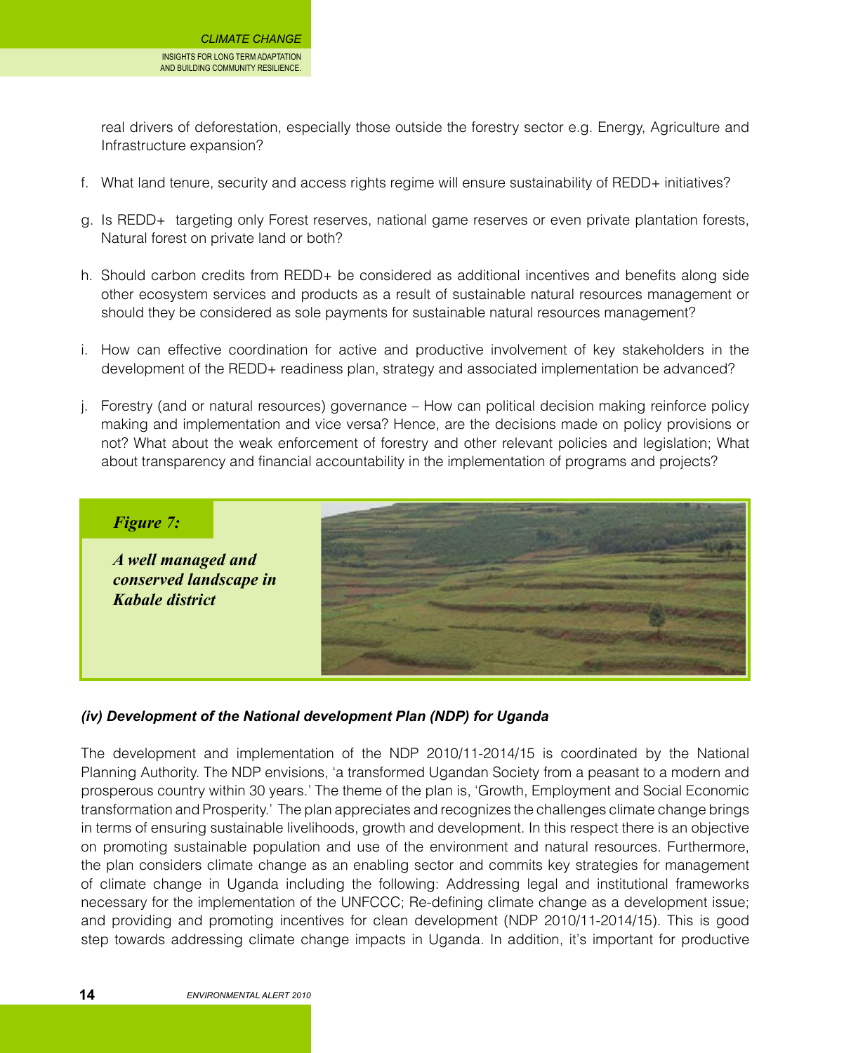real drivers of deforestation, especially those outside the forestry sector e.g. Energy, Agriculture and Infrastructure expansion?

f. What land tenure, security and access rights regime will ensure sustainability of REDD+ initiatives?

g. Is REDD+ targeting only Forest reserves, national game reserves or even private plantation forests, Natural forest on private land or both?

h. Should carbon credits from REDD+ be considered as additional incentives and benefits along side other ecosystem services and products as a result of sustainable natural resources management or should they be considered as sole payments for sustainable natural resources management?

i. How can effective coordination for active and productive involvement of key stakeholders in the development of the REDD+ readiness plan, strategy and associated implementation be advanced?

j. Forestry (and or natural resources) governance – How can political decision making reinforce policy making and implementation and vice versa? Hence, are the decisions made on policy provisions or not? What about the weak enforcement of forestry and other relevant policies and legislation; What about transparency and financial accountability in the implementation of programs and projects?

***Figure 7:***

***A well managed and conserved landscape in Kabale district***

***(iv) Development of the National development Plan (NDP) for Uganda***

The development and implementation of the NDP 2010/11-2014/15 is coordinated by the National Planning Authority. The NDP envisions, 'a transformed Ugandan Society from a peasant to a modern and prosperous country within 30 years.' The theme of the plan is, 'Growth, Employment and Social Economic transformation and Prosperity.' The plan appreciates and recognizes the challenges climate change brings in terms of ensuring sustainable livelihoods, growth and development. In this respect there is an objective on promoting sustainable population and use of the environment and natural resources. Furthermore, the plan considers climate change as an enabling sector and commits key strategies for management of climate change in Uganda including the following: Addressing legal and institutional frameworks necessary for the implementation of the UNFCCC; Re-defining climate change as a development issue; and providing and promoting incentives for clean development (NDP 2010/11-2014/15). This is good step towards addressing climate change impacts in Uganda. In addition, it's important for productive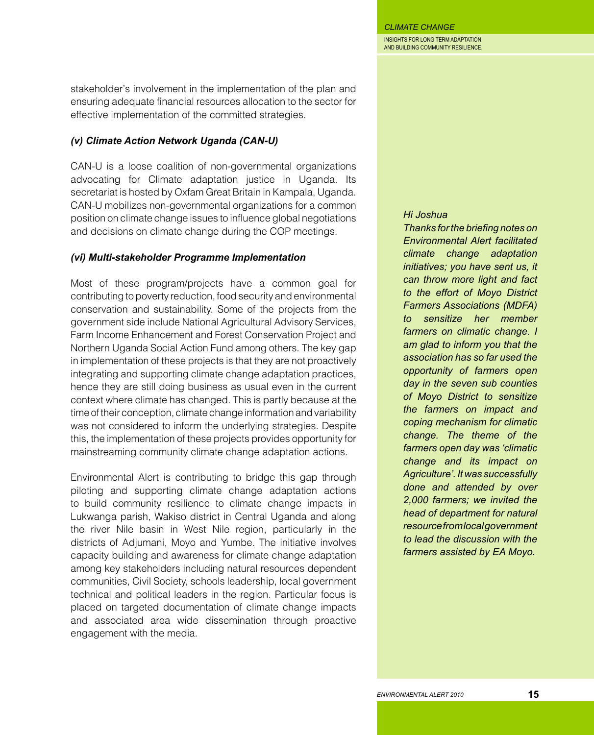stakeholder's involvement in the implementation of the plan and ensuring adequate financial resources allocation to the sector for effective implementation of the committed strategies.

### *(v) Climate Action Network Uganda (CAN-U)*

CAN-U is a loose coalition of non-governmental organizations advocating for Climate adaptation justice in Uganda. Its secretariat is hosted by Oxfam Great Britain in Kampala, Uganda. CAN-U mobilizes non-governmental organizations for a common position on climate change issues to influence global negotiations and decisions on climate change during the COP meetings.

### *(vi) Multi-stakeholder Programme Implementation*

Most of these program/projects have a common goal for contributing to poverty reduction, food security and environmental conservation and sustainability. Some of the projects from the government side include National Agricultural Advisory Services, Farm Income Enhancement and Forest Conservation Project and Northern Uganda Social Action Fund among others. The key gap in implementation of these projects is that they are not proactively integrating and supporting climate change adaptation practices, hence they are still doing business as usual even in the current context where climate has changed. This is partly because at the time of their conception, climate change information and variability was not considered to inform the underlying strategies. Despite this, the implementation of these projects provides opportunity for mainstreaming community climate change adaptation actions.

Environmental Alert is contributing to bridge this gap through piloting and supporting climate change adaptation actions to build community resilience to climate change impacts in Lukwanga parish, Wakiso district in Central Uganda and along the river Nile basin in West Nile region, particularly in the districts of Adjumani, Moyo and Yumbe. The initiative involves capacity building and awareness for climate change adaptation among key stakeholders including natural resources dependent communities, Civil Society, schools leadership, local government technical and political leaders in the region. Particular focus is placed on targeted documentation of climate change impacts and associated area wide dissemination through proactive engagement with the media.

*Hi Joshua*

*Thanks for the briefing notes on Environmental Alert facilitated climate change adaptation initiatives; you have sent us, it can throw more light and fact to the effort of Moyo District Farmers Associations (MDFA) to sensitize her member farmers on climatic change. I am glad to inform you that the association has so far used the opportunity of farmers open day in the seven sub counties of Moyo District to sensitize the farmers on impact and coping mechanism for climatic change. The theme of the farmers open day was 'climatic change and its impact on Agriculture'. It was successfully done and attended by over 2,000 farmers; we invited the head of department for natural resource from local government to lead the discussion with the farmers assisted by EA Moyo.*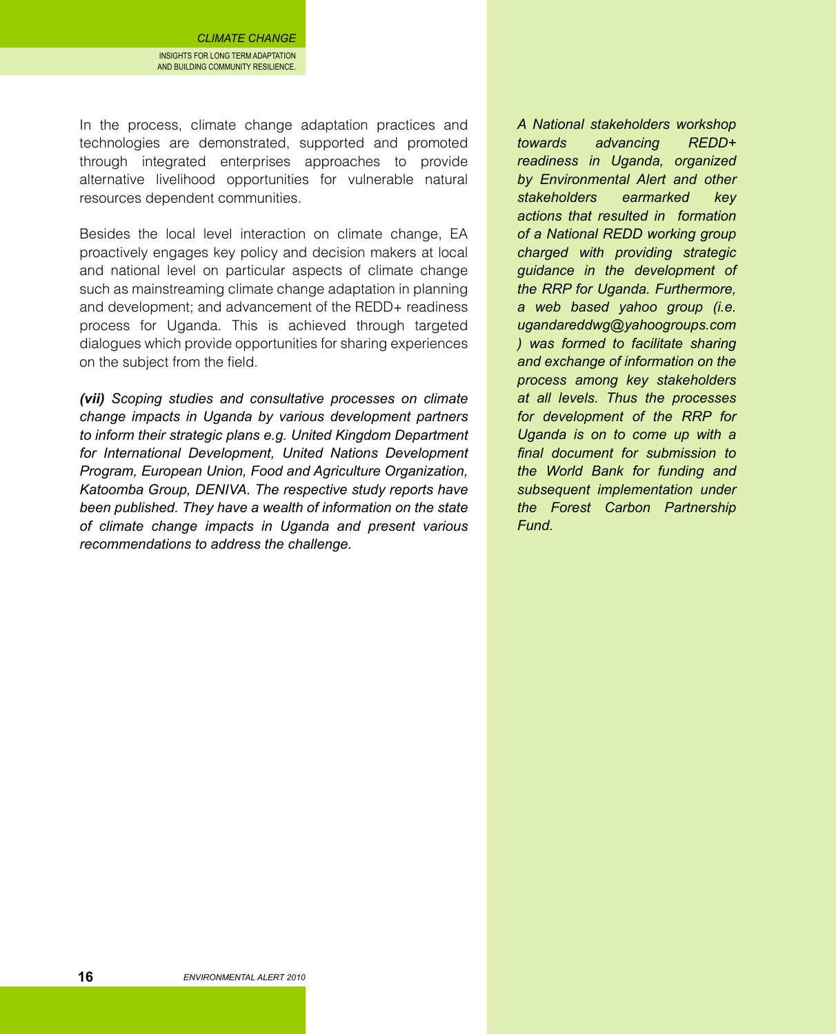In the process, climate change adaptation practices and technologies are demonstrated, supported and promoted through integrated enterprises approaches to provide alternative livelihood opportunities for vulnerable natural resources dependent communities.

Besides the local level interaction on climate change, EA proactively engages key policy and decision makers at local and national level on particular aspects of climate change such as mainstreaming climate change adaptation in planning and development; and advancement of the REDD+ readiness process for Uganda. This is achieved through targeted dialogues which provide opportunities for sharing experiences on the subject from the field.

***(vii)** Scoping studies and consultative processes on climate change impacts in Uganda by various development partners to inform their strategic plans e.g. United Kingdom Department for International Development, United Nations Development Program, European Union, Food and Agriculture Organization, Katoomba Group, DENIVA. The respective study reports have been published. They have a wealth of information on the state of climate change impacts in Uganda and present various recommendations to address the challenge.*

*A National stakeholders workshop towards advancing REDD+ readiness in Uganda, organized by Environmental Alert and other stakeholders earmarked key actions that resulted in formation of a National REDD working group charged with providing strategic guidance in the development of the RRP for Uganda. Furthermore, a web based yahoo group (i.e. ugandareddwg@yahoogroups.com ) was formed to facilitate sharing and exchange of information on the process among key stakeholders at all levels. Thus the processes for development of the RRP for Uganda is on to come up with a final document for submission to the World Bank for funding and subsequent implementation under the Forest Carbon Partnership Fund.*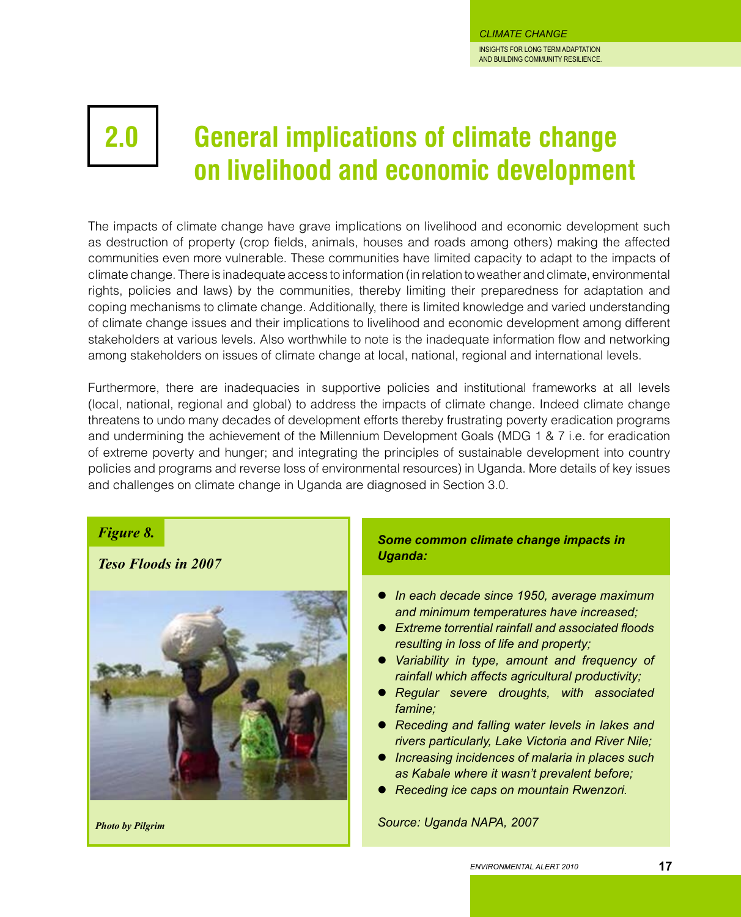# 2.0 General implications of climate change on livelihood and economic development

The impacts of climate change have grave implications on livelihood and economic development such as destruction of property (crop fields, animals, houses and roads among others) making the affected communities even more vulnerable. These communities have limited capacity to adapt to the impacts of climate change. There is inadequate access to information (in relation to weather and climate, environmental rights, policies and laws) by the communities, thereby limiting their preparedness for adaptation and coping mechanisms to climate change. Additionally, there is limited knowledge and varied understanding of climate change issues and their implications to livelihood and economic development among different stakeholders at various levels. Also worthwhile to note is the inadequate information flow and networking among stakeholders on issues of climate change at local, national, regional and international levels.

Furthermore, there are inadequacies in supportive policies and institutional frameworks at all levels (local, national, regional and global) to address the impacts of climate change. Indeed climate change threatens to undo many decades of development efforts thereby frustrating poverty eradication programs and undermining the achievement of the Millennium Development Goals (MDG 1 & 7 i.e. for eradication of extreme poverty and hunger; and integrating the principles of sustainable development into country policies and programs and reverse loss of environmental resources) in Uganda. More details of key issues and challenges on climate change in Uganda are diagnosed in Section 3.0.

***Figure 8.***

***Teso Floods in 2007***

***Photo by Pilgrim***

***Some common climate change impacts in Uganda:***

- *In each decade since 1950, average maximum and minimum temperatures have increased;*
- *Extreme torrential rainfall and associated floods resulting in loss of life and property;*
- *Variability in type, amount and frequency of rainfall which affects agricultural productivity;*
- *Regular severe droughts, with associated famine;*
- *Receding and falling water levels in lakes and rivers particularly, Lake Victoria and River Nile;*
- *Increasing incidences of malaria in places such as Kabale where it wasn't prevalent before;*
- *Receding ice caps on mountain Rwenzori.*

*Source: Uganda NAPA, 2007*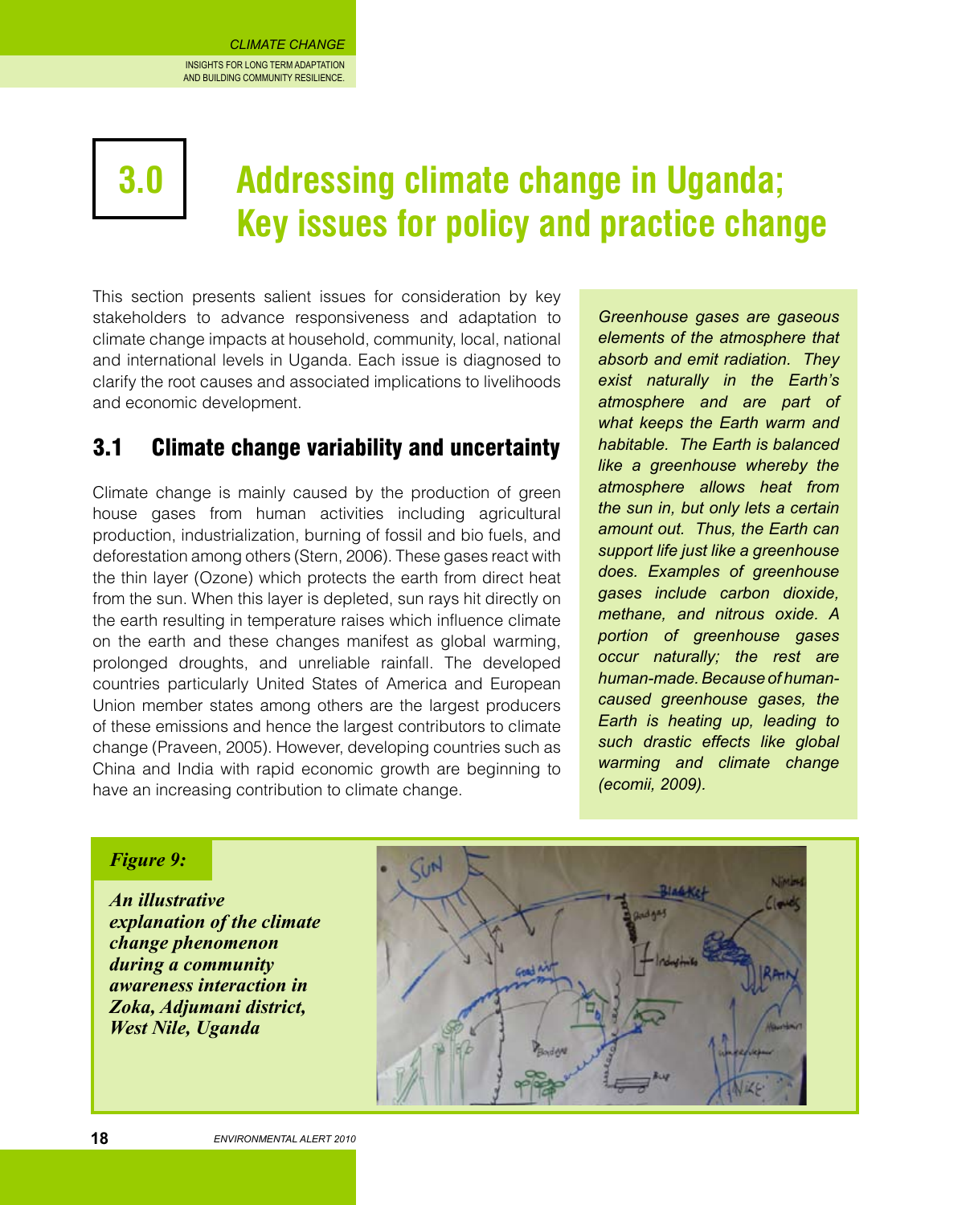# 3.0 Addressing climate change in Uganda; Key issues for policy and practice change

This section presents salient issues for consideration by key stakeholders to advance responsiveness and adaptation to climate change impacts at household, community, local, national and international levels in Uganda. Each issue is diagnosed to clarify the root causes and associated implications to livelihoods and economic development.

## 3.1 Climate change variability and uncertainty

Climate change is mainly caused by the production of green house gases from human activities including agricultural production, industrialization, burning of fossil and bio fuels, and deforestation among others (Stern, 2006). These gases react with the thin layer (Ozone) which protects the earth from direct heat from the sun. When this layer is depleted, sun rays hit directly on the earth resulting in temperature raises which influence climate on the earth and these changes manifest as global warming, prolonged droughts, and unreliable rainfall. The developed countries particularly United States of America and European Union member states among others are the largest producers of these emissions and hence the largest contributors to climate change (Praveen, 2005). However, developing countries such as China and India with rapid economic growth are beginning to have an increasing contribution to climate change.

*Greenhouse gases are gaseous elements of the atmosphere that absorb and emit radiation. They exist naturally in the Earth's atmosphere and are part of what keeps the Earth warm and habitable. The Earth is balanced like a greenhouse whereby the atmosphere allows heat from the sun in, but only lets a certain amount out. Thus, the Earth can support life just like a greenhouse does. Examples of greenhouse gases include carbon dioxide, methane, and nitrous oxide. A portion of greenhouse gases occur naturally; the rest are human-made. Because of human-caused greenhouse gases, the Earth is heating up, leading to such drastic effects like global warming and climate change (ecomii, 2009).*

***Figure 9:***

***An illustrative explanation of the climate change phenomenon during a community awareness interaction in Zoka, Adjumani district, West Nile, Uganda***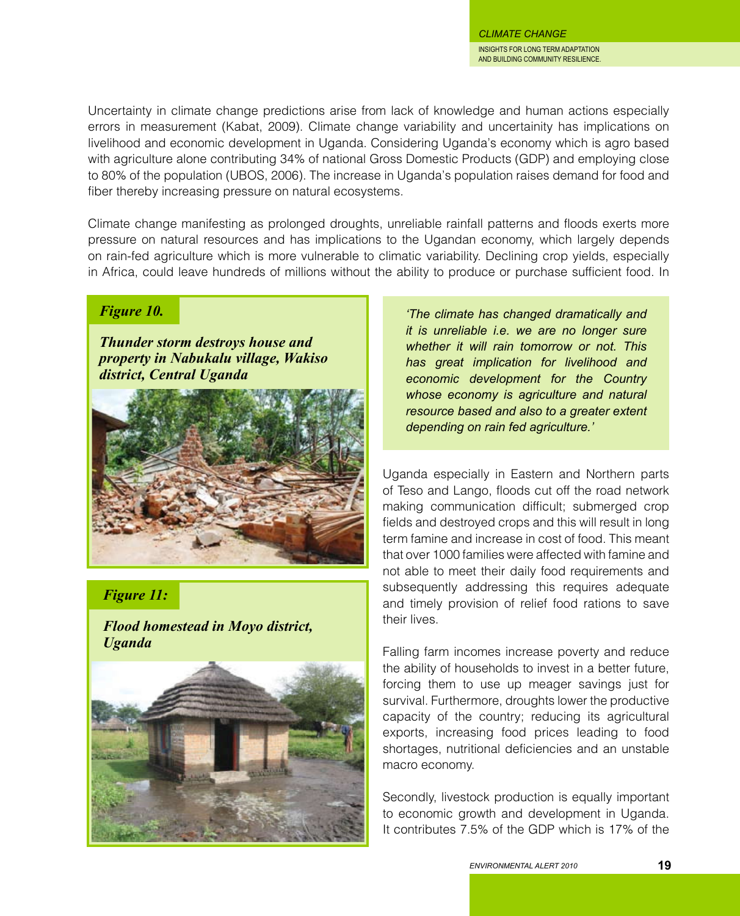Uncertainty in climate change predictions arise from lack of knowledge and human actions especially errors in measurement (Kabat, 2009). Climate change variability and uncertainity has implications on livelihood and economic development in Uganda. Considering Uganda's economy which is agro based with agriculture alone contributing 34% of national Gross Domestic Products (GDP) and employing close to 80% of the population (UBOS, 2006). The increase in Uganda's population raises demand for food and fiber thereby increasing pressure on natural ecosystems.

Climate change manifesting as prolonged droughts, unreliable rainfall patterns and floods exerts more pressure on natural resources and has implications to the Ugandan economy, which largely depends on rain-fed agriculture which is more vulnerable to climatic variability. Declining crop yields, especially in Africa, could leave hundreds of millions without the ability to produce or purchase sufficient food. In Uganda especially in Eastern and Northern parts of Teso and Lango, floods cut off the road network making communication difficult; submerged crop fields and destroyed crops and this will result in long term famine and increase in cost of food. This meant that over 1000 families were affected with famine and not able to meet their daily food requirements and subsequently addressing this requires adequate and timely provision of relief food rations to save their lives.

***Figure 10.***

***Thunder storm destroys house and property in Nabukalu village, Wakiso district, Central Uganda***

***Figure 11:***

***Flood homestead in Moyo district, Uganda***

*'The climate has changed dramatically and it is unreliable i.e. we are no longer sure whether it will rain tomorrow or not. This has great implication for livelihood and economic development for the Country whose economy is agriculture and natural resource based and also to a greater extent depending on rain fed agriculture.'*

Falling farm incomes increase poverty and reduce the ability of households to invest in a better future, forcing them to use up meager savings just for survival. Furthermore, droughts lower the productive capacity of the country; reducing its agricultural exports, increasing food prices leading to food shortages, nutritional deficiencies and an unstable macro economy.

Secondly, livestock production is equally important to economic growth and development in Uganda. It contributes 7.5% of the GDP which is 17% of the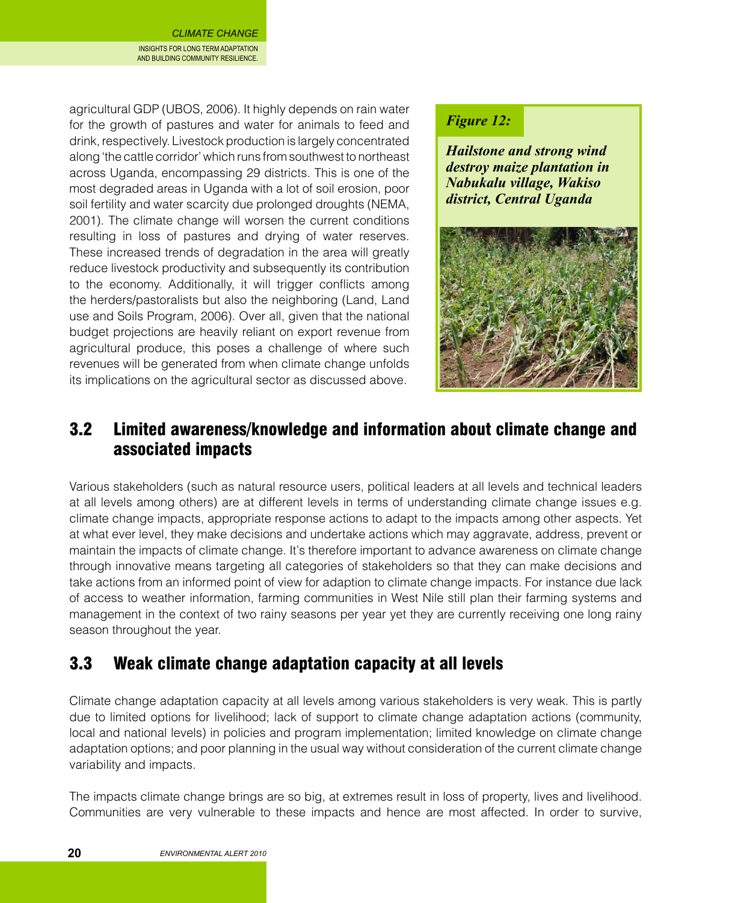agricultural GDP (UBOS, 2006). It highly depends on rain water for the growth of pastures and water for animals to feed and drink, respectively. Livestock production is largely concentrated along 'the cattle corridor' which runs from southwest to northeast across Uganda, encompassing 29 districts. This is one of the most degraded areas in Uganda with a lot of soil erosion, poor soil fertility and water scarcity due prolonged droughts (NEMA, 2001). The climate change will worsen the current conditions resulting in loss of pastures and drying of water reserves. These increased trends of degradation in the area will greatly reduce livestock productivity and subsequently its contribution to the economy. Additionally, it will trigger conflicts among the herders/pastoralists but also the neighboring (Land, Land use and Soils Program, 2006). Over all, given that the national budget projections are heavily reliant on export revenue from agricultural produce, this poses a challenge of where such revenues will be generated from when climate change unfolds its implications on the agricultural sector as discussed above.

***Figure 12:***

***Hailstone and strong wind destroy maize plantation in Nabukalu village, Wakiso district, Central Uganda***

## 3.2 Limited awareness/knowledge and information about climate change and associated impacts

Various stakeholders (such as natural resource users, political leaders at all levels and technical leaders at all levels among others) are at different levels in terms of understanding climate change issues e.g. climate change impacts, appropriate response actions to adapt to the impacts among other aspects. Yet at what ever level, they make decisions and undertake actions which may aggravate, address, prevent or maintain the impacts of climate change. It's therefore important to advance awareness on climate change through innovative means targeting all categories of stakeholders so that they can make decisions and take actions from an informed point of view for adaption to climate change impacts. For instance due lack of access to weather information, farming communities in West Nile still plan their farming systems and management in the context of two rainy seasons per year yet they are currently receiving one long rainy season throughout the year.

## 3.3 Weak climate change adaptation capacity at all levels

Climate change adaptation capacity at all levels among various stakeholders is very weak. This is partly due to limited options for livelihood; lack of support to climate change adaptation actions (community, local and national levels) in policies and program implementation; limited knowledge on climate change adaptation options; and poor planning in the usual way without consideration of the current climate change variability and impacts.

The impacts climate change brings are so big, at extremes result in loss of property, lives and livelihood. Communities are very vulnerable to these impacts and hence are most affected. In order to survive,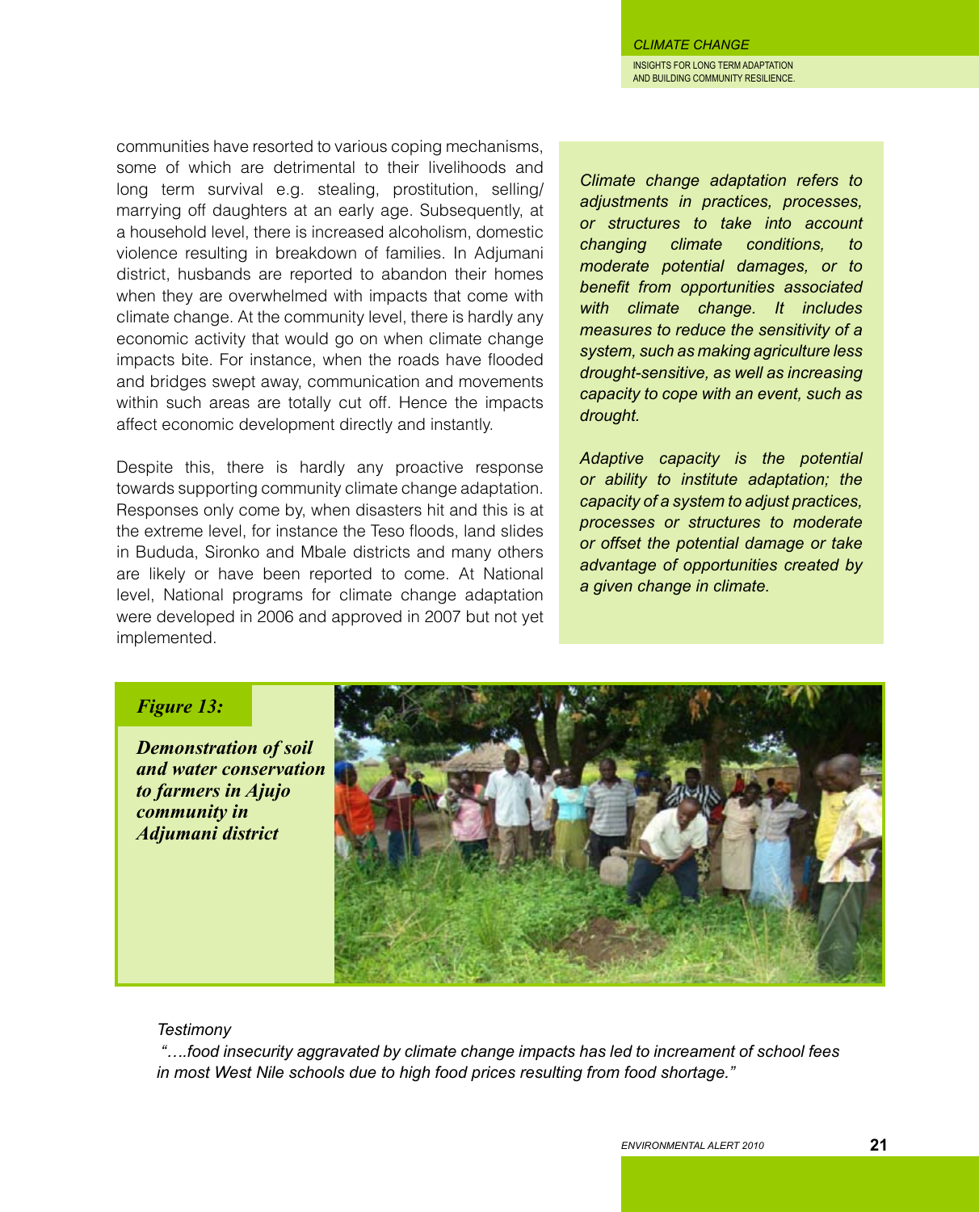communities have resorted to various coping mechanisms, some of which are detrimental to their livelihoods and long term survival e.g. stealing, prostitution, selling/ marrying off daughters at an early age. Subsequently, at a household level, there is increased alcoholism, domestic violence resulting in breakdown of families. In Adjumani district, husbands are reported to abandon their homes when they are overwhelmed with impacts that come with climate change. At the community level, there is hardly any economic activity that would go on when climate change impacts bite. For instance, when the roads have flooded and bridges swept away, communication and movements within such areas are totally cut off. Hence the impacts affect economic development directly and instantly.

Despite this, there is hardly any proactive response towards supporting community climate change adaptation. Responses only come by, when disasters hit and this is at the extreme level, for instance the Teso floods, land slides in Bududa, Sironko and Mbale districts and many others are likely or have been reported to come. At National level, National programs for climate change adaptation were developed in 2006 and approved in 2007 but not yet implemented.

*Climate change adaptation refers to adjustments in practices, processes, or structures to take into account changing climate conditions, to moderate potential damages, or to benefit from opportunities associated with climate change. It includes measures to reduce the sensitivity of a system, such as making agriculture less drought-sensitive, as well as increasing capacity to cope with an event, such as drought.*

*Adaptive capacity is the potential or ability to institute adaptation; the capacity of a system to adjust practices, processes or structures to moderate or offset the potential damage or take advantage of opportunities created by a given change in climate.*

***Figure 13:***

***Demonstration of soil and water conservation to farmers in Ajujo community in Adjumani district***

*Testimony*

*"….food insecurity aggravated by climate change impacts has led to increament of school fees in most West Nile schools due to high food prices resulting from food shortage."*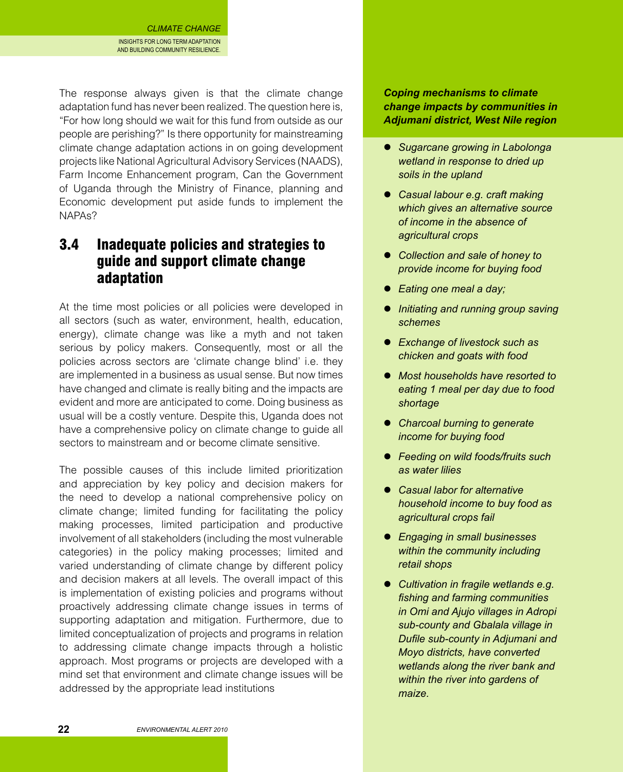The response always given is that the climate change adaptation fund has never been realized. The question here is, "For how long should we wait for this fund from outside as our people are perishing?" Is there opportunity for mainstreaming climate change adaptation actions in on going development projects like National Agricultural Advisory Services (NAADS), Farm Income Enhancement program, Can the Government of Uganda through the Ministry of Finance, planning and Economic development put aside funds to implement the NAPAs?

## 3.4 Inadequate policies and strategies to guide and support climate change adaptation

At the time most policies or all policies were developed in all sectors (such as water, environment, health, education, energy), climate change was like a myth and not taken serious by policy makers. Consequently, most or all the policies across sectors are 'climate change blind' i.e. they are implemented in a business as usual sense. But now times have changed and climate is really biting and the impacts are evident and more are anticipated to come. Doing business as usual will be a costly venture. Despite this, Uganda does not have a comprehensive policy on climate change to guide all sectors to mainstream and or become climate sensitive.

The possible causes of this include limited prioritization and appreciation by key policy and decision makers for the need to develop a national comprehensive policy on climate change; limited funding for facilitating the policy making processes, limited participation and productive involvement of all stakeholders (including the most vulnerable categories) in the policy making processes; limited and varied understanding of climate change by different policy and decision makers at all levels. The overall impact of this is implementation of existing policies and programs without proactively addressing climate change issues in terms of supporting adaptation and mitigation. Furthermore, due to limited conceptualization of projects and programs in relation to addressing climate change impacts through a holistic approach. Most programs or projects are developed with a mind set that environment and climate change issues will be addressed by the appropriate lead institutions

***Coping mechanisms to climate change impacts by communities in Adjumani district, West Nile region***

- *Sugarcane growing in Labolonga wetland in response to dried up soils in the upland*
- *Casual labour e.g. craft making which gives an alternative source of income in the absence of agricultural crops*
- *Collection and sale of honey to provide income for buying food*
- *Eating one meal a day;*
- *Initiating and running group saving schemes*
- *Exchange of livestock such as chicken and goats with food*
- *Most households have resorted to eating 1 meal per day due to food shortage*
- *Charcoal burning to generate income for buying food*
- *Feeding on wild foods/fruits such as water lilies*
- *Casual labor for alternative household income to buy food as agricultural crops fail*
- *Engaging in small businesses within the community including retail shops*
- *Cultivation in fragile wetlands e.g. fishing and farming communities in Omi and Ajujo villages in Adropi sub-county and Gbalala village in Dufile sub-county in Adjumani and Moyo districts, have converted wetlands along the river bank and within the river into gardens of maize.*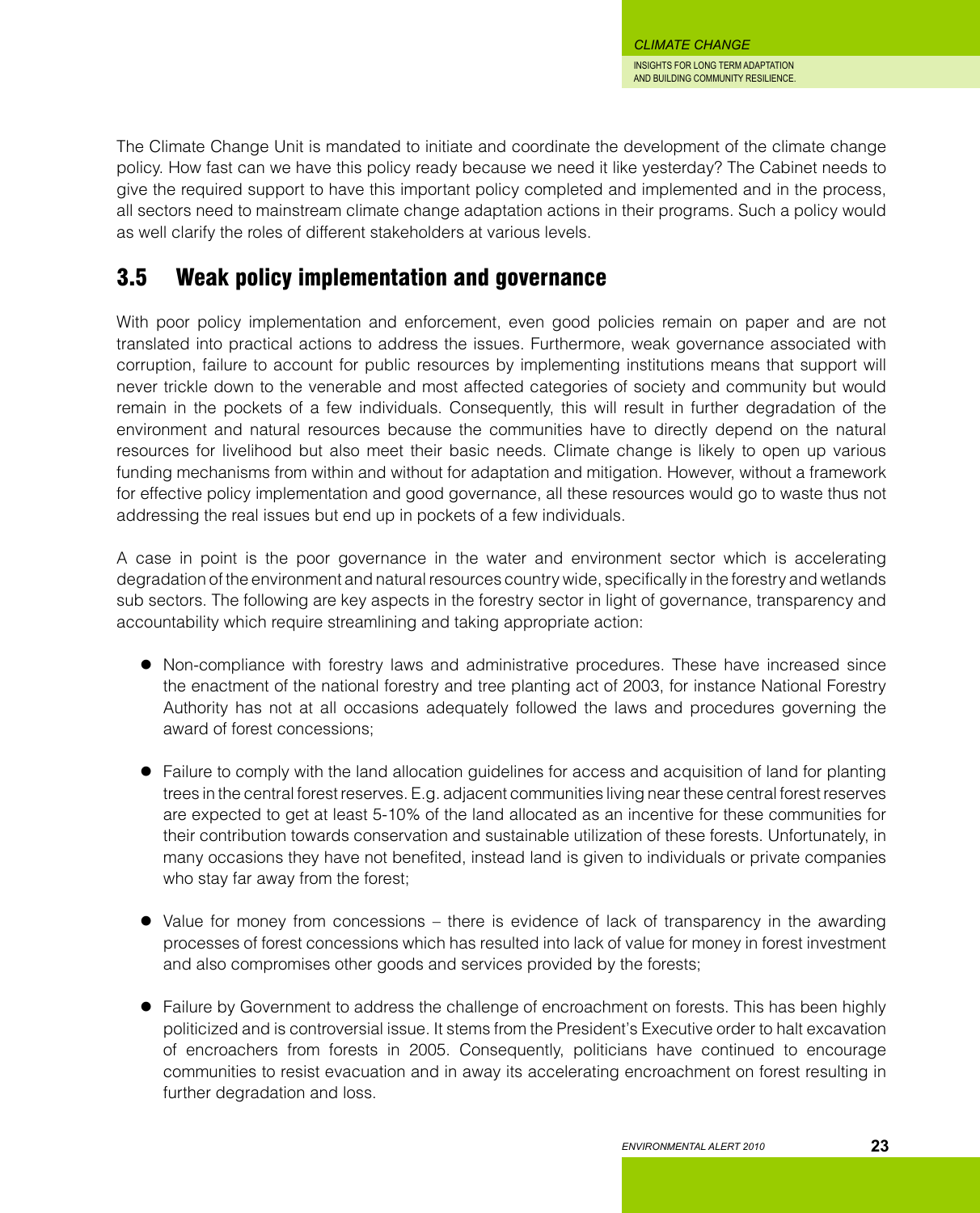The Climate Change Unit is mandated to initiate and coordinate the development of the climate change policy. How fast can we have this policy ready because we need it like yesterday? The Cabinet needs to give the required support to have this important policy completed and implemented and in the process, all sectors need to mainstream climate change adaptation actions in their programs. Such a policy would as well clarify the roles of different stakeholders at various levels.

## 3.5 Weak policy implementation and governance

With poor policy implementation and enforcement, even good policies remain on paper and are not translated into practical actions to address the issues. Furthermore, weak governance associated with corruption, failure to account for public resources by implementing institutions means that support will never trickle down to the venerable and most affected categories of society and community but would remain in the pockets of a few individuals. Consequently, this will result in further degradation of the environment and natural resources because the communities have to directly depend on the natural resources for livelihood but also meet their basic needs. Climate change is likely to open up various funding mechanisms from within and without for adaptation and mitigation. However, without a framework for effective policy implementation and good governance, all these resources would go to waste thus not addressing the real issues but end up in pockets of a few individuals.

A case in point is the poor governance in the water and environment sector which is accelerating degradation of the environment and natural resources country wide, specifically in the forestry and wetlands sub sectors. The following are key aspects in the forestry sector in light of governance, transparency and accountability which require streamlining and taking appropriate action:

- Non-compliance with forestry laws and administrative procedures. These have increased since the enactment of the national forestry and tree planting act of 2003, for instance National Forestry Authority has not at all occasions adequately followed the laws and procedures governing the award of forest concessions;

- Failure to comply with the land allocation guidelines for access and acquisition of land for planting trees in the central forest reserves. E.g. adjacent communities living near these central forest reserves are expected to get at least 5-10% of the land allocated as an incentive for these communities for their contribution towards conservation and sustainable utilization of these forests. Unfortunately, in many occasions they have not benefited, instead land is given to individuals or private companies who stay far away from the forest;

- Value for money from concessions – there is evidence of lack of transparency in the awarding processes of forest concessions which has resulted into lack of value for money in forest investment and also compromises other goods and services provided by the forests;

- Failure by Government to address the challenge of encroachment on forests. This has been highly politicized and is controversial issue. It stems from the President's Executive order to halt excavation of encroachers from forests in 2005. Consequently, politicians have continued to encourage communities to resist evacuation and in away its accelerating encroachment on forest resulting in further degradation and loss.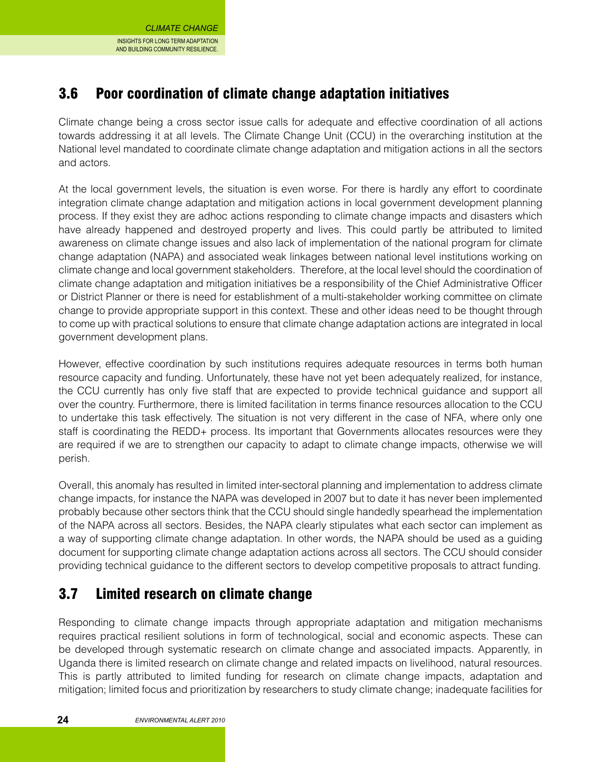## 3.6 Poor coordination of climate change adaptation initiatives

Climate change being a cross sector issue calls for adequate and effective coordination of all actions towards addressing it at all levels. The Climate Change Unit (CCU) in the overarching institution at the National level mandated to coordinate climate change adaptation and mitigation actions in all the sectors and actors.

At the local government levels, the situation is even worse. For there is hardly any effort to coordinate integration climate change adaptation and mitigation actions in local government development planning process. If they exist they are adhoc actions responding to climate change impacts and disasters which have already happened and destroyed property and lives. This could partly be attributed to limited awareness on climate change issues and also lack of implementation of the national program for climate change adaptation (NAPA) and associated weak linkages between national level institutions working on climate change and local government stakeholders. Therefore, at the local level should the coordination of climate change adaptation and mitigation initiatives be a responsibility of the Chief Administrative Officer or District Planner or there is need for establishment of a multi-stakeholder working committee on climate change to provide appropriate support in this context. These and other ideas need to be thought through to come up with practical solutions to ensure that climate change adaptation actions are integrated in local government development plans.

However, effective coordination by such institutions requires adequate resources in terms both human resource capacity and funding. Unfortunately, these have not yet been adequately realized, for instance, the CCU currently has only five staff that are expected to provide technical guidance and support all over the country. Furthermore, there is limited facilitation in terms finance resources allocation to the CCU to undertake this task effectively. The situation is not very different in the case of NFA, where only one staff is coordinating the REDD+ process. Its important that Governments allocates resources were they are required if we are to strengthen our capacity to adapt to climate change impacts, otherwise we will perish.

Overall, this anomaly has resulted in limited inter-sectoral planning and implementation to address climate change impacts, for instance the NAPA was developed in 2007 but to date it has never been implemented probably because other sectors think that the CCU should single handedly spearhead the implementation of the NAPA across all sectors. Besides, the NAPA clearly stipulates what each sector can implement as a way of supporting climate change adaptation. In other words, the NAPA should be used as a guiding document for supporting climate change adaptation actions across all sectors. The CCU should consider providing technical guidance to the different sectors to develop competitive proposals to attract funding.

## 3.7 Limited research on climate change

Responding to climate change impacts through appropriate adaptation and mitigation mechanisms requires practical resilient solutions in form of technological, social and economic aspects. These can be developed through systematic research on climate change and associated impacts. Apparently, in Uganda there is limited research on climate change and related impacts on livelihood, natural resources. This is partly attributed to limited funding for research on climate change impacts, adaptation and mitigation; limited focus and prioritization by researchers to study climate change; inadequate facilities for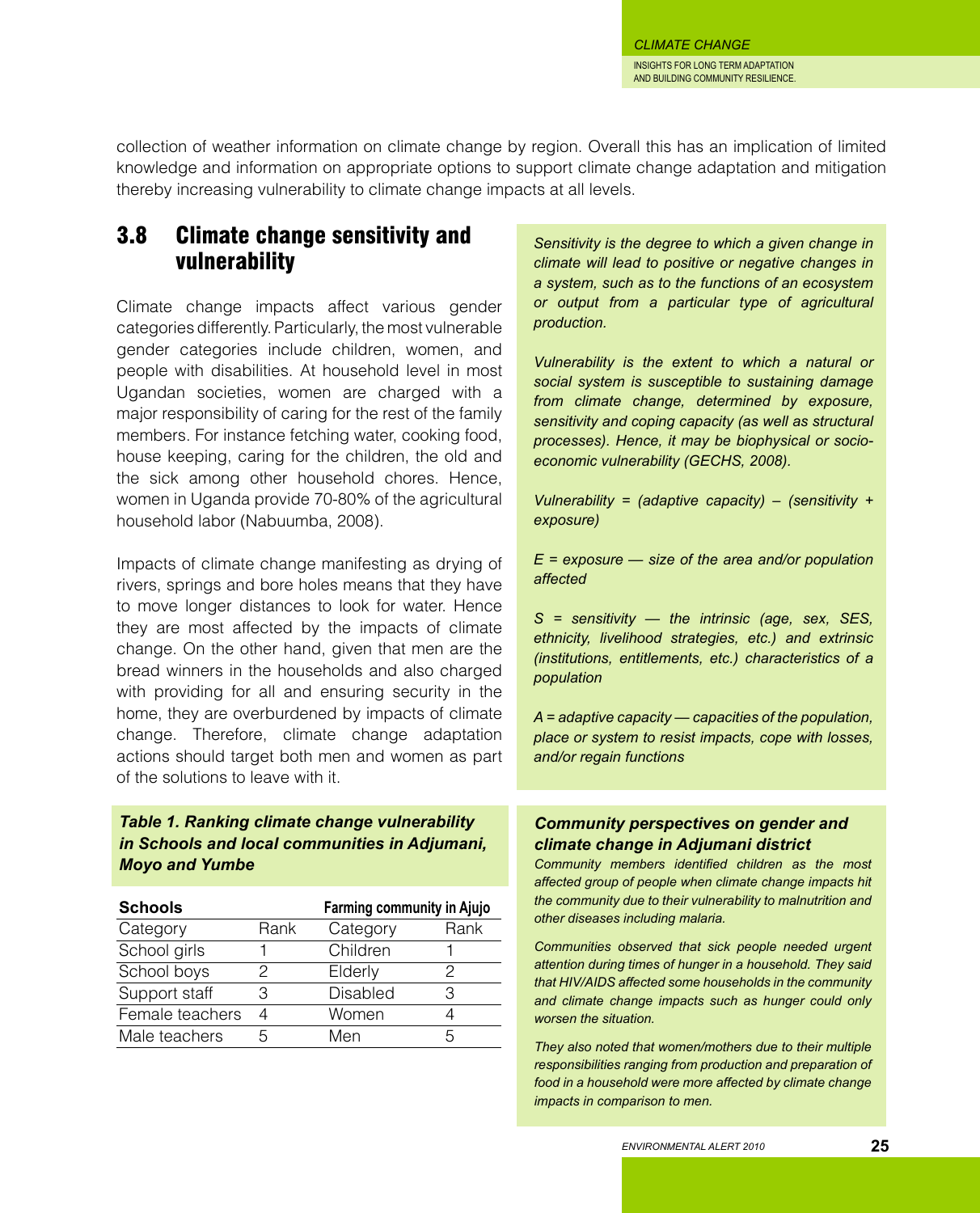collection of weather information on climate change by region. Overall this has an implication of limited knowledge and information on appropriate options to support climate change adaptation and mitigation thereby increasing vulnerability to climate change impacts at all levels.

## 3.8 Climate change sensitivity and vulnerability

Climate change impacts affect various gender categories differently. Particularly, the most vulnerable gender categories include children, women, and people with disabilities. At household level in most Ugandan societies, women are charged with a major responsibility of caring for the rest of the family members. For instance fetching water, cooking food, house keeping, caring for the children, the old and the sick among other household chores. Hence, women in Uganda provide 70-80% of the agricultural household labor (Nabuumba, 2008).

Impacts of climate change manifesting as drying of rivers, springs and bore holes means that they have to move longer distances to look for water. Hence they are most affected by the impacts of climate change. On the other hand, given that men are the bread winners in the households and also charged with providing for all and ensuring security in the home, they are overburdened by impacts of climate change. Therefore, climate change adaptation actions should target both men and women as part of the solutions to leave with it.

*Sensitivity is the degree to which a given change in climate will lead to positive or negative changes in a system, such as to the functions of an ecosystem or output from a particular type of agricultural production.*

*Vulnerability is the extent to which a natural or social system is susceptible to sustaining damage from climate change, determined by exposure, sensitivity and coping capacity (as well as structural processes). Hence, it may be biophysical or socio-economic vulnerability (GECHS, 2008).*

*Vulnerability = (adaptive capacity) – (sensitivity + exposure)*

*E = exposure — size of the area and/or population affected*

*S = sensitivity — the intrinsic (age, sex, SES, ethnicity, livelihood strategies, etc.) and extrinsic (institutions, entitlements, etc.) characteristics of a population*

*A = adaptive capacity — capacities of the population, place or system to resist impacts, cope with losses, and/or regain functions*

***Table 1. Ranking climate change vulnerability in Schools and local communities in Adjumani, Moyo and Yumbe***

| **Schools** | | **Farming community in Ajujo** | |
|---|---|---|---|
| Category | Rank | Category | Rank |
| School girls | 1 | Children | 1 |
| School boys | 2 | Elderly | 2 |
| Support staff | 3 | Disabled | 3 |
| Female teachers | 4 | Women | 4 |
| Male teachers | 5 | Men | 5 |

### *Community perspectives on gender and climate change in Adjumani district*

*Community members identified children as the most affected group of people when climate change impacts hit the community due to their vulnerability to malnutrition and other diseases including malaria.*

*Communities observed that sick people needed urgent attention during times of hunger in a household. They said that HIV/AIDS affected some households in the community and climate change impacts such as hunger could only worsen the situation.*

*They also noted that women/mothers due to their multiple responsibilities ranging from production and preparation of food in a household were more affected by climate change impacts in comparison to men.*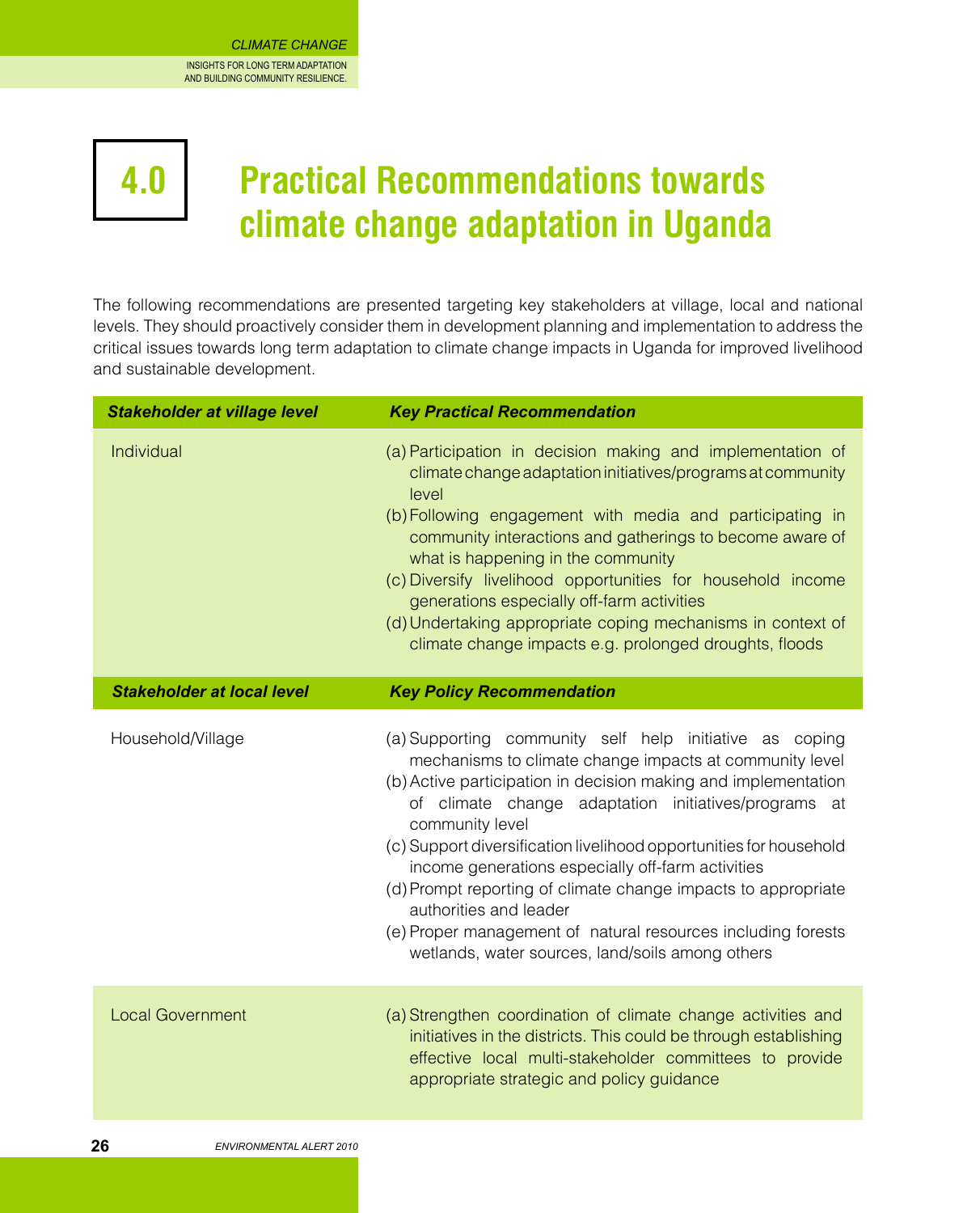# 4.0 Practical Recommendations towards climate change adaptation in Uganda

The following recommendations are presented targeting key stakeholders at village, local and national levels. They should proactively consider them in development planning and implementation to address the critical issues towards long term adaptation to climate change impacts in Uganda for improved livelihood and sustainable development.

| ***Stakeholder at village level*** | ***Key Practical Recommendation*** |
|---|---|
| Individual | (a) Participation in decision making and implementation of climate change adaptation initiatives/programs at community level<br>(b) Following engagement with media and participating in community interactions and gatherings to become aware of what is happening in the community<br>(c) Diversify livelihood opportunities for household income generations especially off-farm activities<br>(d) Undertaking appropriate coping mechanisms in context of climate change impacts e.g. prolonged droughts, floods |
| ***Stakeholder at local level*** | ***Key Policy Recommendation*** |
| Household/Village | (a) Supporting community self help initiative as coping mechanisms to climate change impacts at community level<br>(b) Active participation in decision making and implementation of climate change adaptation initiatives/programs at community level<br>(c) Support diversification livelihood opportunities for household income generations especially off-farm activities<br>(d) Prompt reporting of climate change impacts to appropriate authorities and leader<br>(e) Proper management of natural resources including forests wetlands, water sources, land/soils among others |
| Local Government | (a) Strengthen coordination of climate change activities and initiatives in the districts. This could be through establishing effective local multi-stakeholder committees to provide appropriate strategic and policy guidance |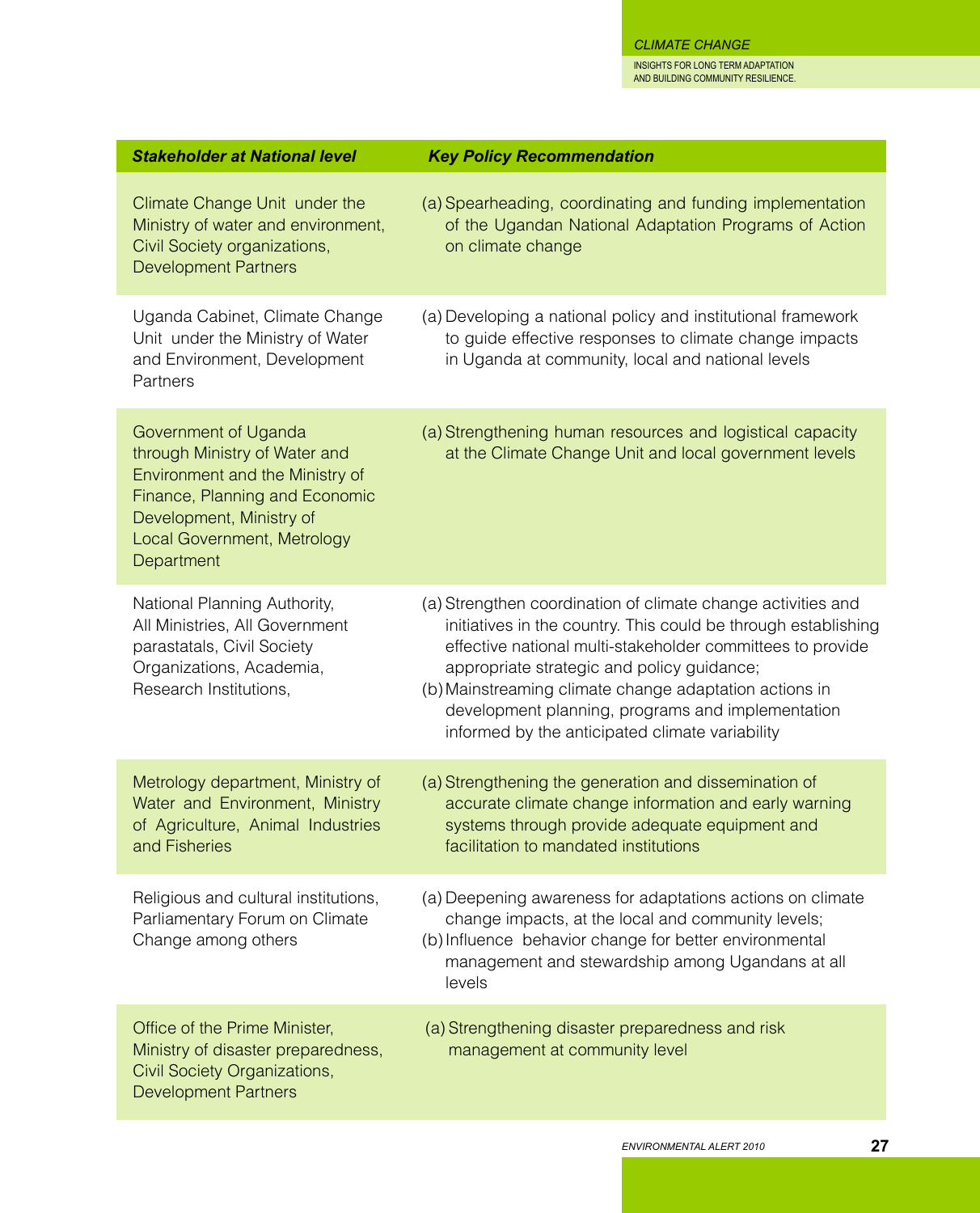| *Stakeholder at National level* | *Key Policy Recommendation* |
|---|---|
| Climate Change Unit under the Ministry of water and environment, Civil Society organizations, Development Partners | (a) Spearheading, coordinating and funding implementation of the Ugandan National Adaptation Programs of Action on climate change |
| Uganda Cabinet, Climate Change Unit under the Ministry of Water and Environment, Development Partners | (a) Developing a national policy and institutional framework to guide effective responses to climate change impacts in Uganda at community, local and national levels |
| Government of Uganda through Ministry of Water and Environment and the Ministry of Finance, Planning and Economic Development, Ministry of Local Government, Metrology Department | (a) Strengthening human resources and logistical capacity at the Climate Change Unit and local government levels |
| National Planning Authority, All Ministries, All Government parastatals, Civil Society Organizations, Academia, Research Institutions, | (a) Strengthen coordination of climate change activities and initiatives in the country. This could be through establishing effective national multi-stakeholder committees to provide appropriate strategic and policy guidance;<br>(b) Mainstreaming climate change adaptation actions in development planning, programs and implementation informed by the anticipated climate variability |
| Metrology department, Ministry of Water and Environment, Ministry of Agriculture, Animal Industries and Fisheries | (a) Strengthening the generation and dissemination of accurate climate change information and early warning systems through provide adequate equipment and facilitation to mandated institutions |
| Religious and cultural institutions, Parliamentary Forum on Climate Change among others | (a) Deepening awareness for adaptations actions on climate change impacts, at the local and community levels;<br>(b) Influence behavior change for better environmental management and stewardship among Ugandans at all levels |
| Office of the Prime Minister, Ministry of disaster preparedness, Civil Society Organizations, Development Partners | (a) Strengthening disaster preparedness and risk management at community level |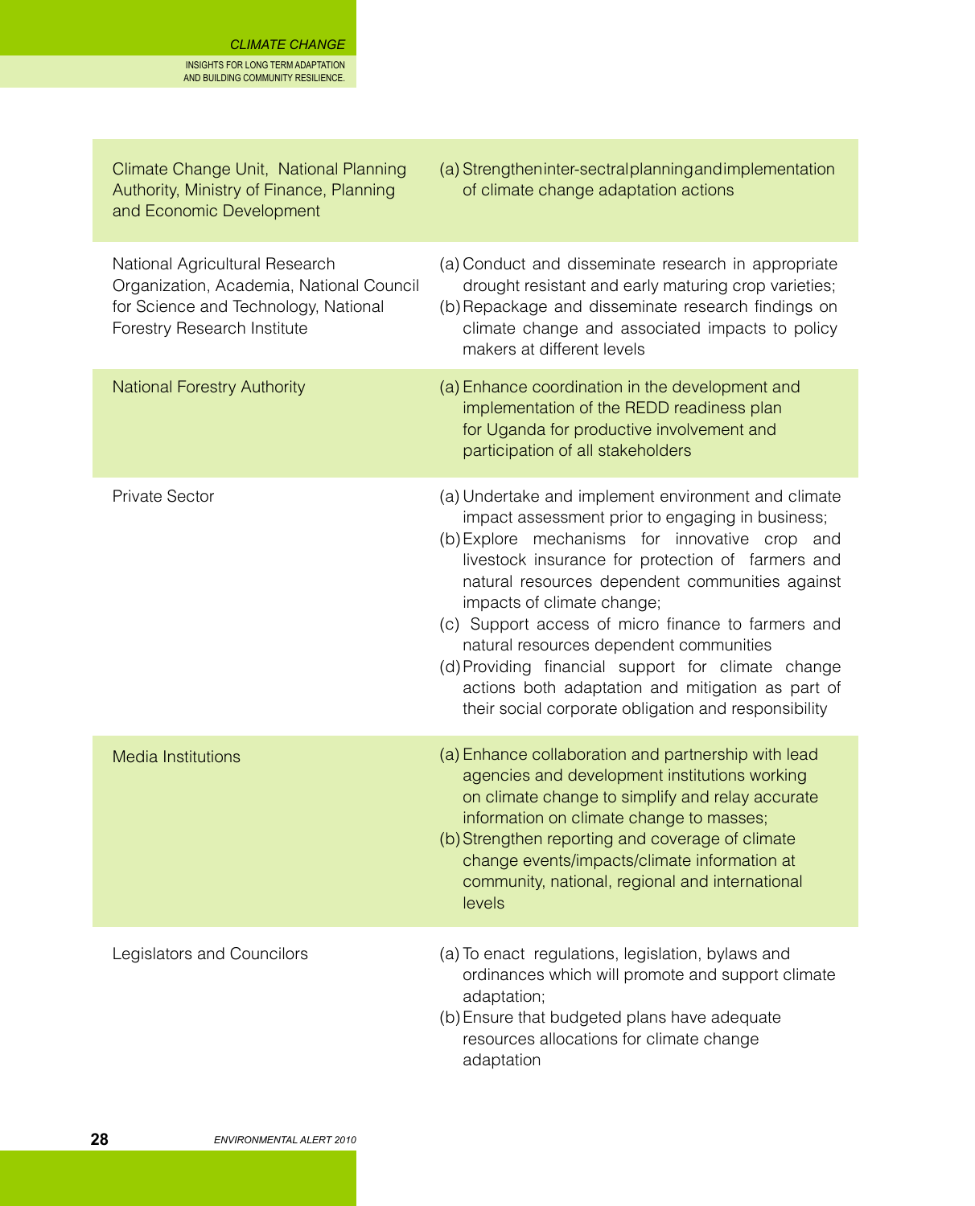| | |
|---|---|
| Climate Change Unit, National Planning Authority, Ministry of Finance, Planning and Economic Development | (a) Strengthen inter-sectral planning and implementation of climate change adaptation actions |
| National Agricultural Research Organization, Academia, National Council for Science and Technology, National Forestry Research Institute | (a) Conduct and disseminate research in appropriate drought resistant and early maturing crop varieties;<br>(b) Repackage and disseminate research findings on climate change and associated impacts to policy makers at different levels |
| National Forestry Authority | (a) Enhance coordination in the development and implementation of the REDD readiness plan for Uganda for productive involvement and participation of all stakeholders |
| Private Sector | (a) Undertake and implement environment and climate impact assessment prior to engaging in business;<br>(b) Explore mechanisms for innovative crop and livestock insurance for protection of farmers and natural resources dependent communities against impacts of climate change;<br>(c) Support access of micro finance to farmers and natural resources dependent communities<br>(d) Providing financial support for climate change actions both adaptation and mitigation as part of their social corporate obligation and responsibility |
| Media Institutions | (a) Enhance collaboration and partnership with lead agencies and development institutions working on climate change to simplify and relay accurate information on climate change to masses;<br>(b) Strengthen reporting and coverage of climate change events/impacts/climate information at community, national, regional and international levels |
| Legislators and Councilors | (a) To enact regulations, legislation, bylaws and ordinances which will promote and support climate adaptation;<br>(b) Ensure that budgeted plans have adequate resources allocations for climate change adaptation |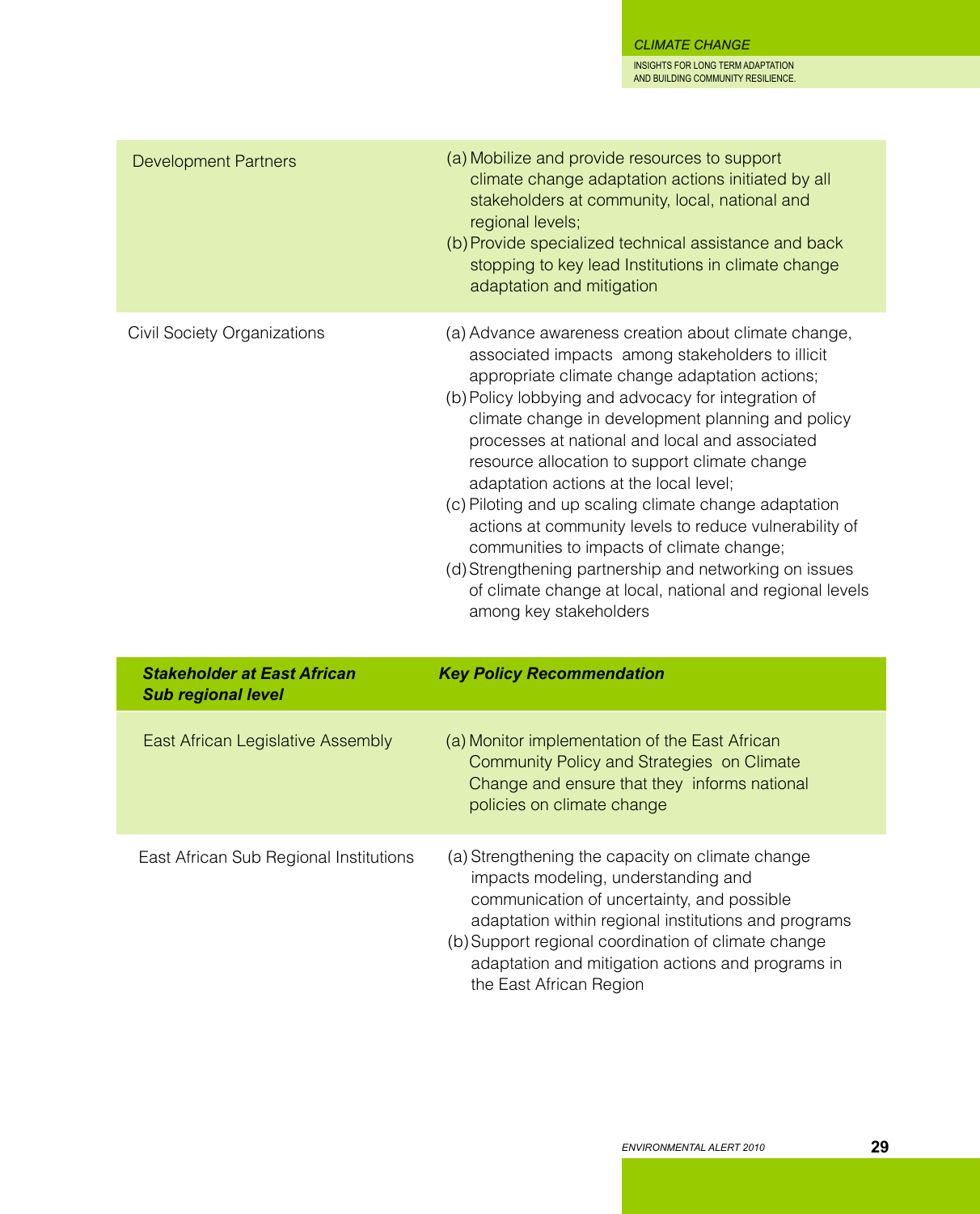| | |
|---|---|
| Development Partners | (a) Mobilize and provide resources to support climate change adaptation actions initiated by all stakeholders at community, local, national and regional levels;<br>(b) Provide specialized technical assistance and back stopping to key lead Institutions in climate change adaptation and mitigation |
| Civil Society Organizations | (a) Advance awareness creation about climate change, associated impacts among stakeholders to illicit appropriate climate change adaptation actions;<br>(b) Policy lobbying and advocacy for integration of climate change in development planning and policy processes at national and local and associated resource allocation to support climate change adaptation actions at the local level;<br>(c) Piloting and up scaling climate change adaptation actions at community levels to reduce vulnerability of communities to impacts of climate change;<br>(d) Strengthening partnership and networking on issues of climate change at local, national and regional levels among key stakeholders |

| ***Stakeholder at East African Sub regional level*** | ***Key Policy Recommendation*** |
|---|---|
| East African Legislative Assembly | (a) Monitor implementation of the East African Community Policy and Strategies on Climate Change and ensure that they informs national policies on climate change |
| East African Sub Regional Institutions | (a) Strengthening the capacity on climate change impacts modeling, understanding and communication of uncertainty, and possible adaptation within regional institutions and programs<br>(b) Support regional coordination of climate change adaptation and mitigation actions and programs in the East African Region |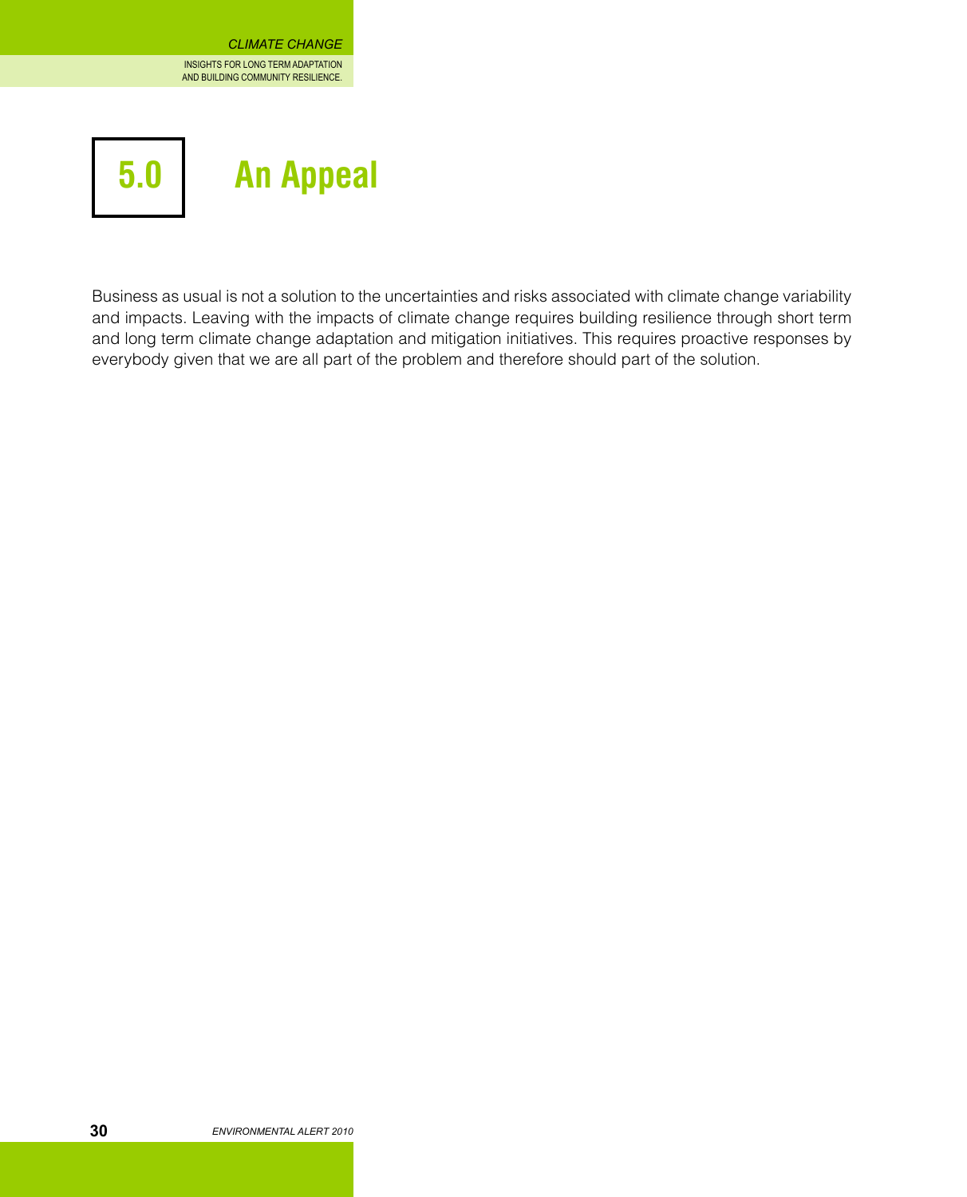# 5.0 An Appeal

Business as usual is not a solution to the uncertainties and risks associated with climate change variability and impacts. Leaving with the impacts of climate change requires building resilience through short term and long term climate change adaptation and mitigation initiatives. This requires proactive responses by everybody given that we are all part of the problem and therefore should part of the solution.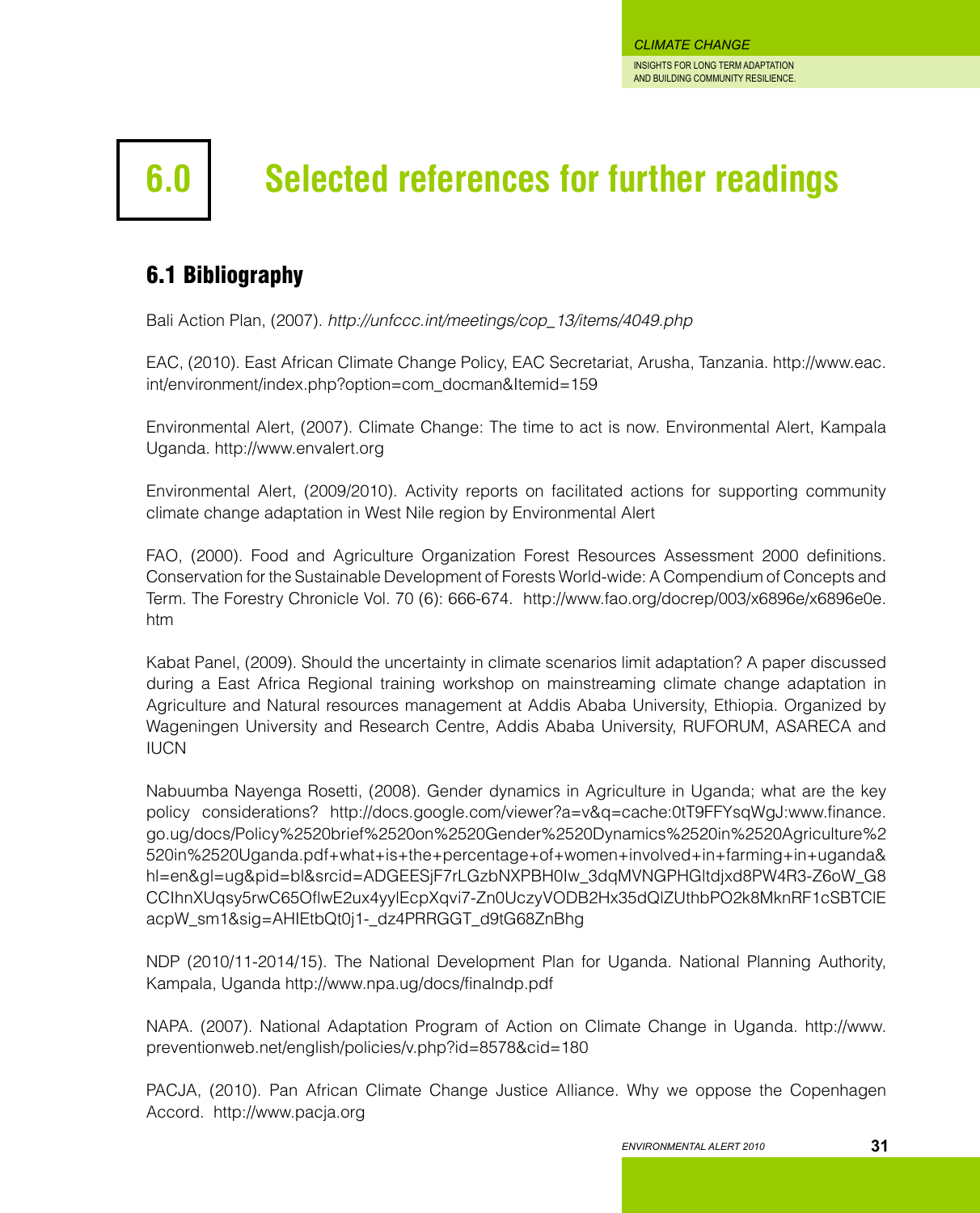# 6.0 Selected references for further readings

## 6.1 Bibliography

Bali Action Plan, (2007). *http://unfccc.int/meetings/cop_13/items/4049.php*

EAC, (2010). East African Climate Change Policy, EAC Secretariat, Arusha, Tanzania. http://www.eac.int/environment/index.php?option=com_docman&Itemid=159

Environmental Alert, (2007). Climate Change: The time to act is now. Environmental Alert, Kampala Uganda. http://www.envalert.org

Environmental Alert, (2009/2010). Activity reports on facilitated actions for supporting community climate change adaptation in West Nile region by Environmental Alert

FAO, (2000). Food and Agriculture Organization Forest Resources Assessment 2000 definitions. Conservation for the Sustainable Development of Forests World-wide: A Compendium of Concepts and Term. The Forestry Chronicle Vol. 70 (6): 666-674. http://www.fao.org/docrep/003/x6896e/x6896e0e.htm

Kabat Panel, (2009). Should the uncertainty in climate scenarios limit adaptation? A paper discussed during a East Africa Regional training workshop on mainstreaming climate change adaptation in Agriculture and Natural resources management at Addis Ababa University, Ethiopia. Organized by Wageningen University and Research Centre, Addis Ababa University, RUFORUM, ASARECA and IUCN

Nabuumba Nayenga Rosetti, (2008). Gender dynamics in Agriculture in Uganda; what are the key policy considerations? http://docs.google.com/viewer?a=v&q=cache:0tT9FFYsqWgJ:www.finance.go.ug/docs/Policy%2520brief%2520on%2520Gender%2520Dynamics%2520in%2520Agriculture%2520in%2520Uganda.pdf+what+is+the+percentage+of+women+involved+in+farming+in+uganda&hl=en&gl=ug&pid=bl&srcid=ADGEESjF7rLGzbNXPBH0Iw_3dqMVNGPHGItdjxd8PW4R3-Z6oW_G8CCIhnXUqsy5rwC65OflwE2ux4yylEcpXqvi7-Zn0UczyVODB2Hx35dQlZUthbPO2k8MknRF1cSBTClEacpW_sm1&sig=AHIEtbQt0j1-_dz4PRRGGT_d9tG68ZnBhg

NDP (2010/11-2014/15). The National Development Plan for Uganda. National Planning Authority, Kampala, Uganda http://www.npa.ug/docs/finalndp.pdf

NAPA. (2007). National Adaptation Program of Action on Climate Change in Uganda. http://www.preventionweb.net/english/policies/v.php?id=8578&cid=180

PACJA, (2010). Pan African Climate Change Justice Alliance. Why we oppose the Copenhagen Accord. http://www.pacja.org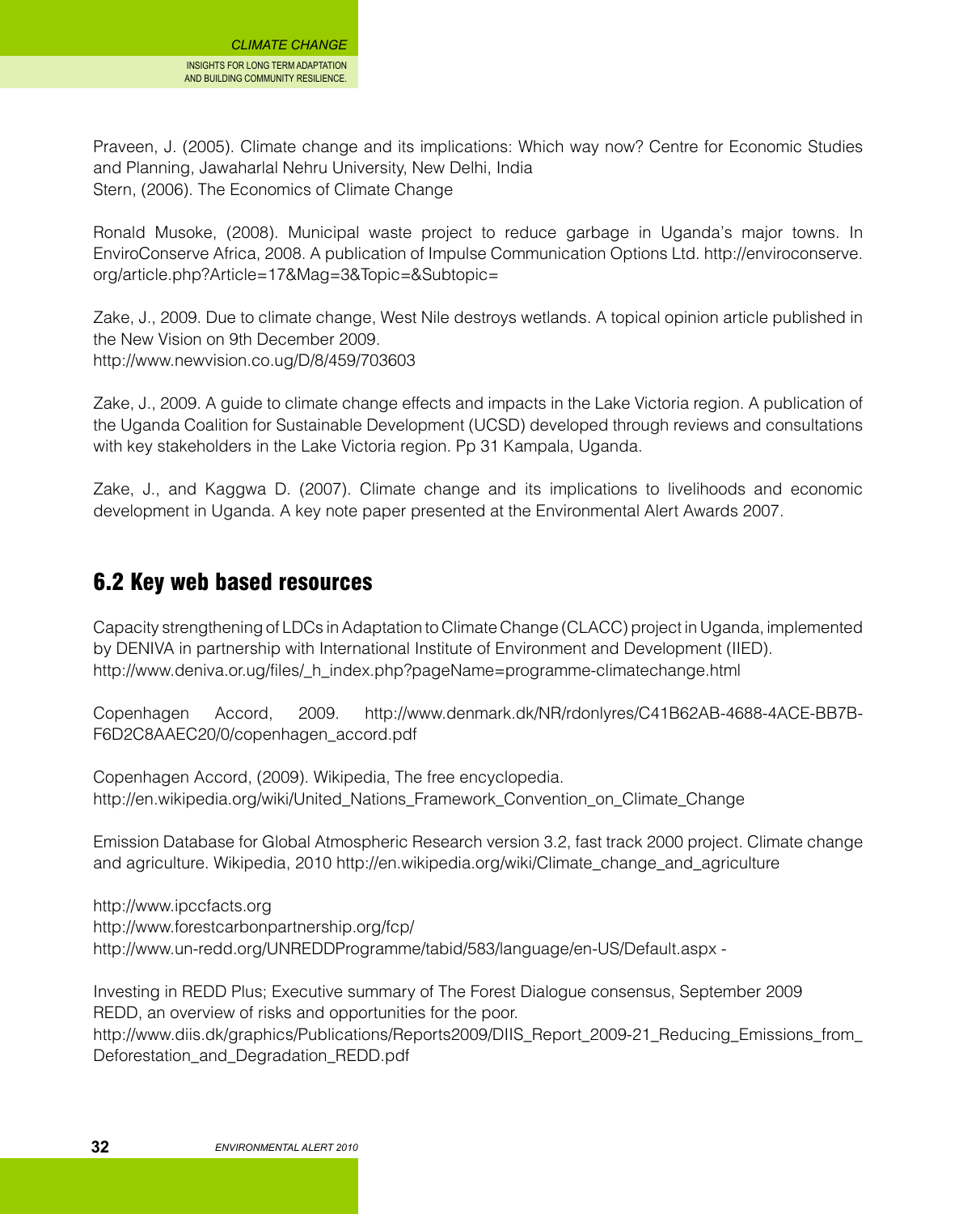Praveen, J. (2005). Climate change and its implications: Which way now? Centre for Economic Studies and Planning, Jawaharlal Nehru University, New Delhi, India
Stern, (2006). The Economics of Climate Change

Ronald Musoke, (2008). Municipal waste project to reduce garbage in Uganda's major towns. In EnviroConserve Africa, 2008. A publication of Impulse Communication Options Ltd. http://enviroconserve.org/article.php?Article=17&Mag=3&Topic=&Subtopic=

Zake, J., 2009. Due to climate change, West Nile destroys wetlands. A topical opinion article published in the New Vision on 9th December 2009.
http://www.newvision.co.ug/D/8/459/703603

Zake, J., 2009. A guide to climate change effects and impacts in the Lake Victoria region. A publication of the Uganda Coalition for Sustainable Development (UCSD) developed through reviews and consultations with key stakeholders in the Lake Victoria region. Pp 31 Kampala, Uganda.

Zake, J., and Kaggwa D. (2007). Climate change and its implications to livelihoods and economic development in Uganda. A key note paper presented at the Environmental Alert Awards 2007.

## 6.2 Key web based resources

Capacity strengthening of LDCs in Adaptation to Climate Change (CLACC) project in Uganda, implemented by DENIVA in partnership with International Institute of Environment and Development (IIED).
http://www.deniva.or.ug/files/_h_index.php?pageName=programme-climatechange.html

Copenhagen Accord, 2009. http://www.denmark.dk/NR/rdonlyres/C41B62AB-4688-4ACE-BB7B-F6D2C8AAEC20/0/copenhagen_accord.pdf

Copenhagen Accord, (2009). Wikipedia, The free encyclopedia.
http://en.wikipedia.org/wiki/United_Nations_Framework_Convention_on_Climate_Change

Emission Database for Global Atmospheric Research version 3.2, fast track 2000 project. Climate change and agriculture. Wikipedia, 2010 http://en.wikipedia.org/wiki/Climate_change_and_agriculture

http://www.ipccfacts.org
http://www.forestcarbonpartnership.org/fcp/
http://www.un-redd.org/UNREDDProgramme/tabid/583/language/en-US/Default.aspx -

Investing in REDD Plus; Executive summary of The Forest Dialogue consensus, September 2009
REDD, an overview of risks and opportunities for the poor.
http://www.diis.dk/graphics/Publications/Reports2009/DIIS_Report_2009-21_Reducing_Emissions_from_Deforestation_and_Degradation_REDD.pdf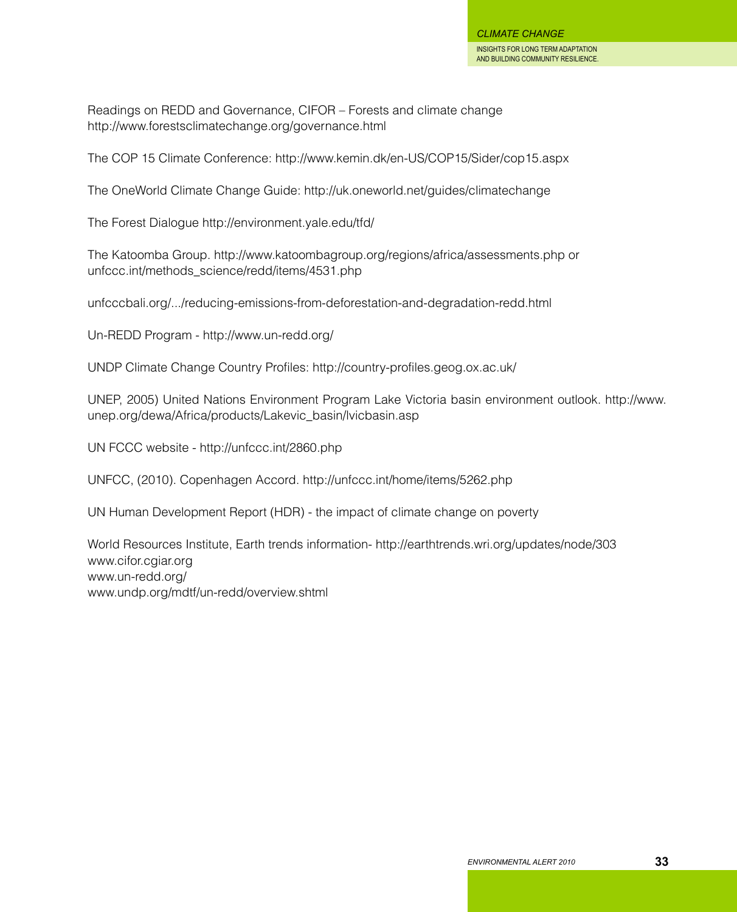Readings on REDD and Governance, CIFOR – Forests and climate change
http://www.forestsclimatechange.org/governance.html

The COP 15 Climate Conference: http://www.kemin.dk/en-US/COP15/Sider/cop15.aspx

The OneWorld Climate Change Guide: http://uk.oneworld.net/guides/climatechange

The Forest Dialogue http://environment.yale.edu/tfd/

The Katoomba Group. http://www.katoombagroup.org/regions/africa/assessments.php or
unfccc.int/methods_science/redd/items/4531.php

unfcccbali.org/.../reducing-emissions-from-deforestation-and-degradation-redd.html

Un-REDD Program - http://www.un-redd.org/

UNDP Climate Change Country Profiles: http://country-profiles.geog.ox.ac.uk/

UNEP, 2005) United Nations Environment Program Lake Victoria basin environment outlook. http://www.unep.org/dewa/Africa/products/Lakevic_basin/lvicbasin.asp

UN FCCC website - http://unfccc.int/2860.php

UNFCC, (2010). Copenhagen Accord. http://unfccc.int/home/items/5262.php

UN Human Development Report (HDR) - the impact of climate change on poverty

World Resources Institute, Earth trends information- http://earthtrends.wri.org/updates/node/303
www.cifor.cgiar.org
www.un-redd.org/
www.undp.org/mdtf/un-redd/overview.shtml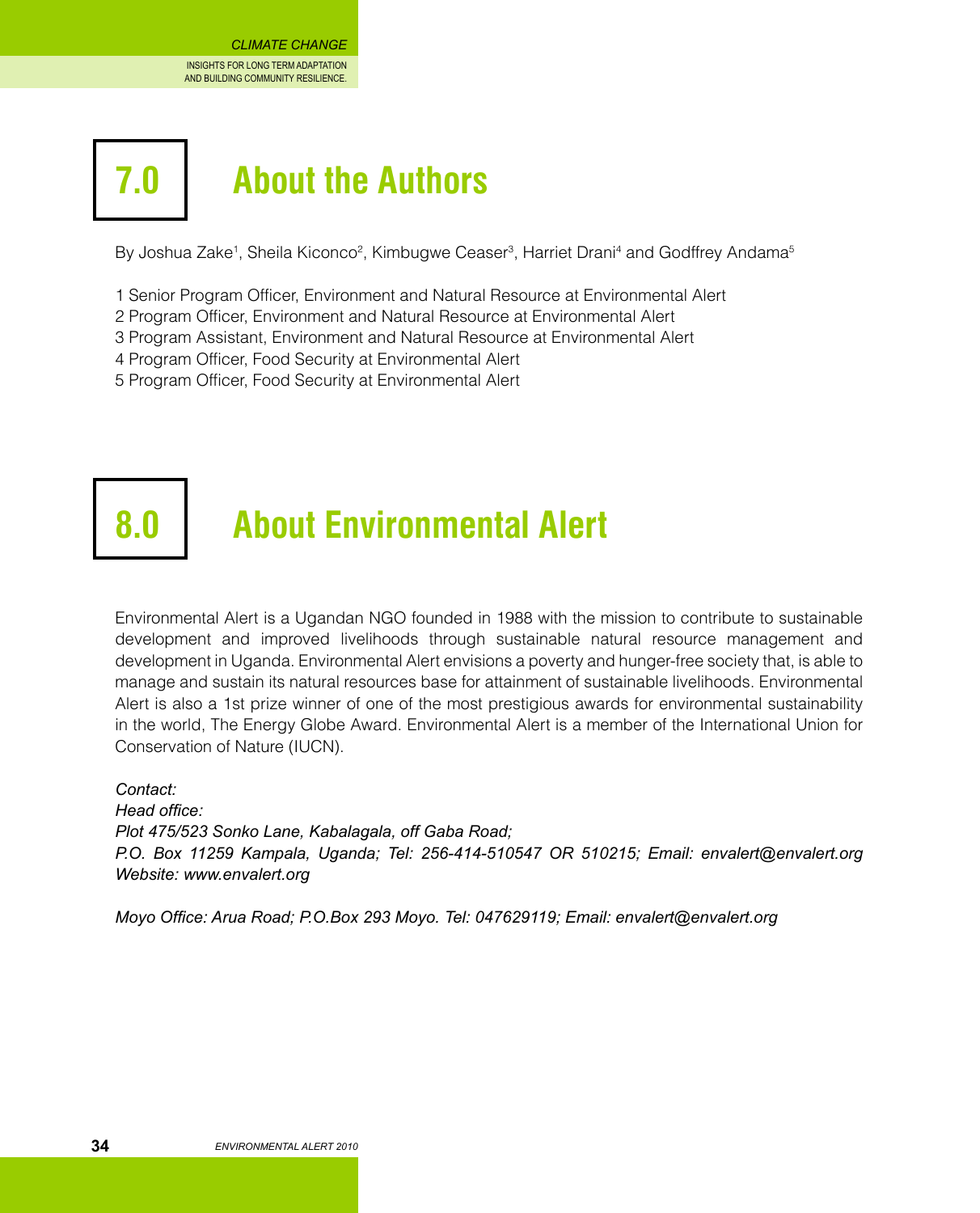# 7.0 About the Authors

By Joshua Zake[1], Sheila Kiconco[2], Kimbugwe Ceaser[3], Harriet Drani[4] and Godffrey Andama[5]

1 Senior Program Officer, Environment and Natural Resource at Environmental Alert
2 Program Officer, Environment and Natural Resource at Environmental Alert
3 Program Assistant, Environment and Natural Resource at Environmental Alert
4 Program Officer, Food Security at Environmental Alert
5 Program Officer, Food Security at Environmental Alert

# 8.0 About Environmental Alert

Environmental Alert is a Ugandan NGO founded in 1988 with the mission to contribute to sustainable development and improved livelihoods through sustainable natural resource management and development in Uganda. Environmental Alert envisions a poverty and hunger-free society that, is able to manage and sustain its natural resources base for attainment of sustainable livelihoods. Environmental Alert is also a 1st prize winner of one of the most prestigious awards for environmental sustainability in the world, The Energy Globe Award. Environmental Alert is a member of the International Union for Conservation of Nature (IUCN).

*Contact:*
*Head office:*
*Plot 475/523 Sonko Lane, Kabalagala, off Gaba Road;*
*P.O. Box 11259 Kampala, Uganda; Tel: 256-414-510547 OR 510215; Email: envalert@envalert.org*
*Website: www.envalert.org*

*Moyo Office: Arua Road; P.O.Box 293 Moyo. Tel: 047629119; Email: envalert@envalert.org*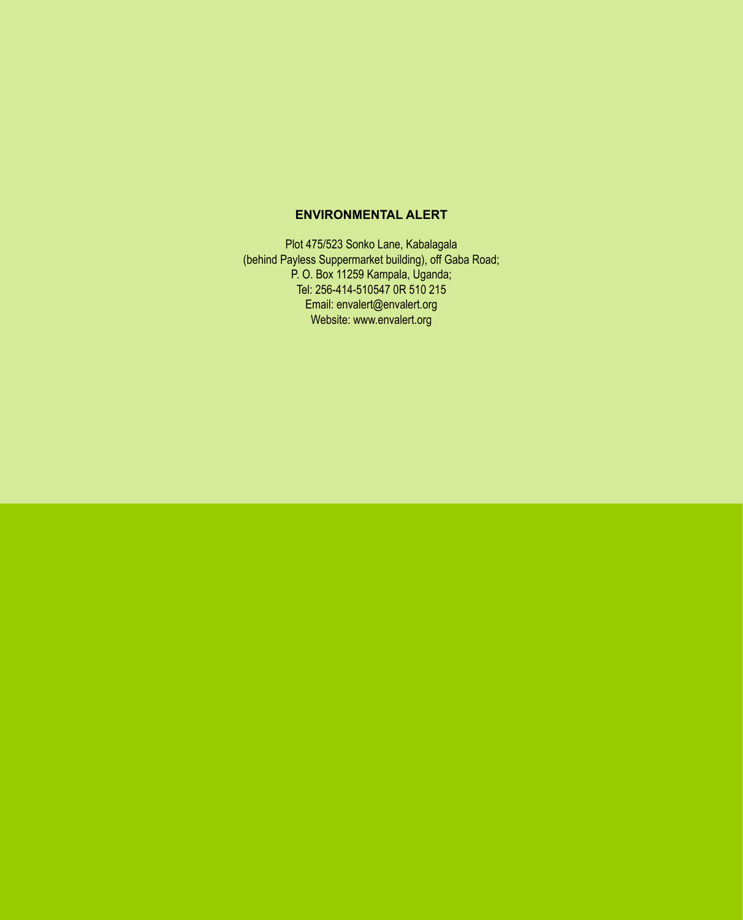**ENVIRONMENTAL ALERT**

Plot 475/523 Sonko Lane, Kabalagala
(behind Payless Suppermarket building), off Gaba Road;
P. O. Box 11259 Kampala, Uganda;
Tel: 256-414-510547 0R 510 215
Email: envalert@envalert.org
Website: www.envalert.org